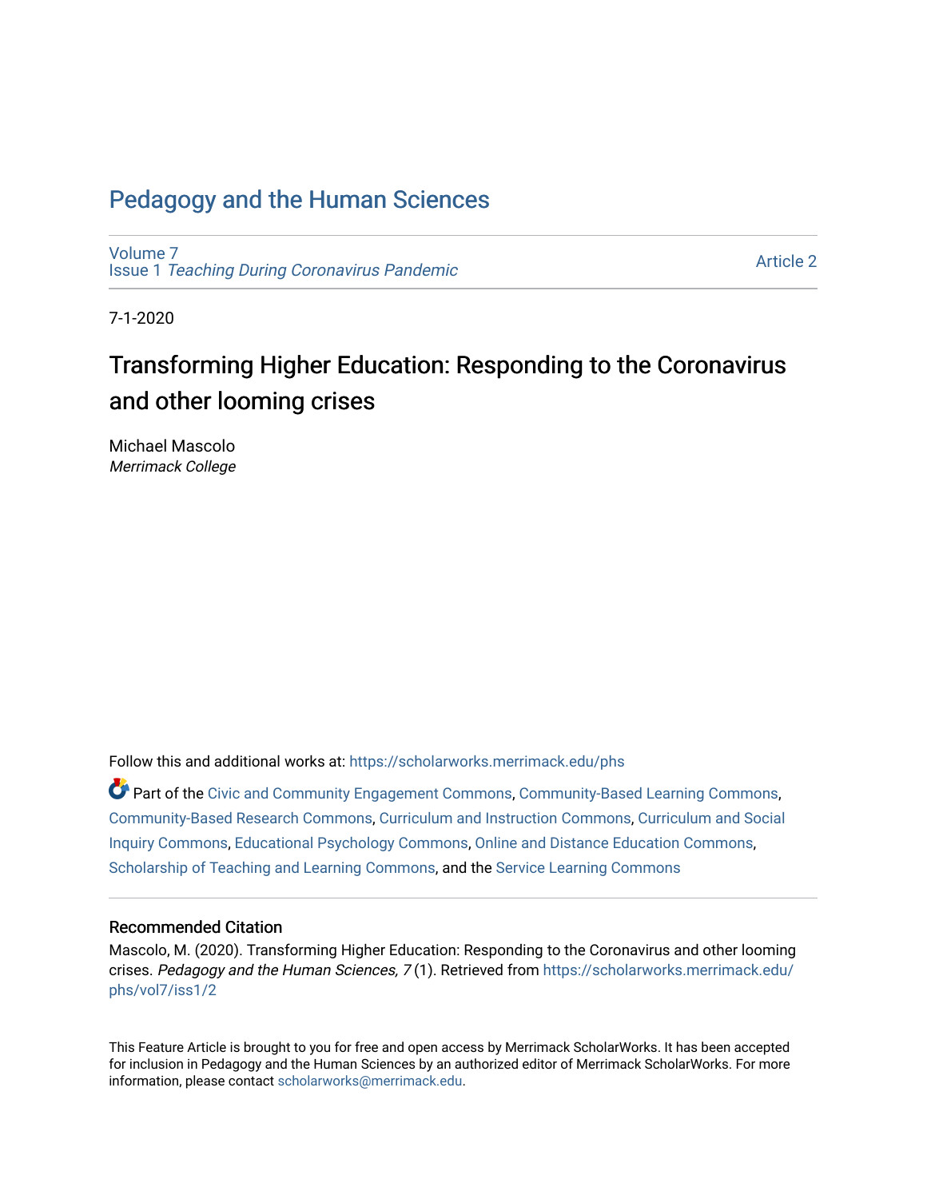# Pedagogy and the Human Sciences

Volume 7
Issue 1 *Teaching During Coronavirus Pandemic*

Article 2

7-1-2020

## Transforming Higher Education: Responding to the Coronavirus and other looming crises

Michael Mascolo
*Merrimack College*

Follow this and additional works at: https://scholarworks.merrimack.edu/phs

Part of the Civic and Community Engagement Commons, Community-Based Learning Commons, Community-Based Research Commons, Curriculum and Instruction Commons, Curriculum and Social Inquiry Commons, Educational Psychology Commons, Online and Distance Education Commons, Scholarship of Teaching and Learning Commons, and the Service Learning Commons

### Recommended Citation

Mascolo, M. (2020). Transforming Higher Education: Responding to the Coronavirus and other looming crises. *Pedagogy and the Human Sciences, 7* (1). Retrieved from https://scholarworks.merrimack.edu/phs/vol7/iss1/2

This Feature Article is brought to you for free and open access by Merrimack ScholarWorks. It has been accepted for inclusion in Pedagogy and the Human Sciences by an authorized editor of Merrimack ScholarWorks. For more information, please contact scholarworks@merrimack.edu.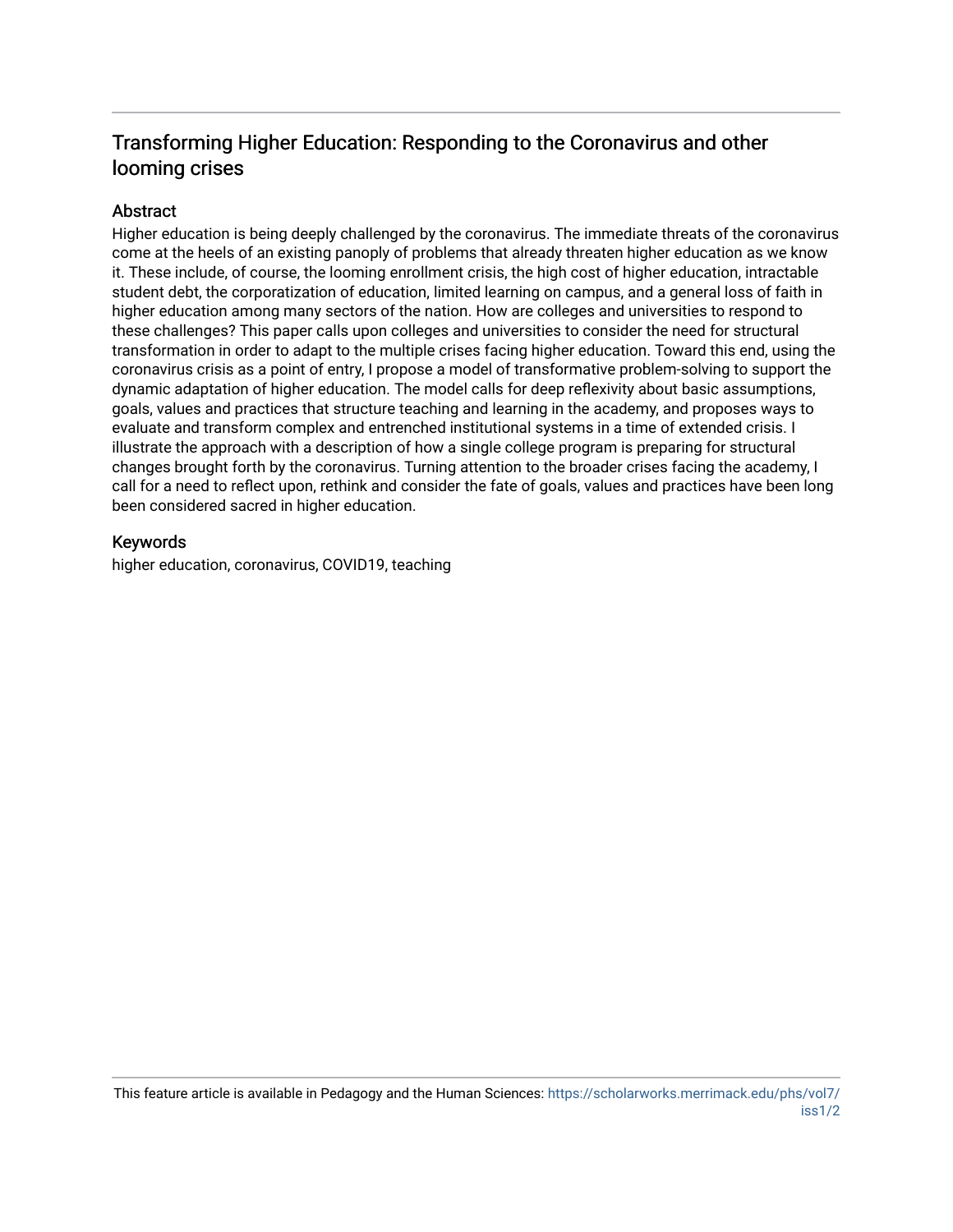## Transforming Higher Education: Responding to the Coronavirus and other looming crises

### Abstract

Higher education is being deeply challenged by the coronavirus. The immediate threats of the coronavirus come at the heels of an existing panoply of problems that already threaten higher education as we know it. These include, of course, the looming enrollment crisis, the high cost of higher education, intractable student debt, the corporatization of education, limited learning on campus, and a general loss of faith in higher education among many sectors of the nation. How are colleges and universities to respond to these challenges? This paper calls upon colleges and universities to consider the need for structural transformation in order to adapt to the multiple crises facing higher education. Toward this end, using the coronavirus crisis as a point of entry, I propose a model of transformative problem-solving to support the dynamic adaptation of higher education. The model calls for deep reflexivity about basic assumptions, goals, values and practices that structure teaching and learning in the academy, and proposes ways to evaluate and transform complex and entrenched institutional systems in a time of extended crisis. I illustrate the approach with a description of how a single college program is preparing for structural changes brought forth by the coronavirus. Turning attention to the broader crises facing the academy, I call for a need to reflect upon, rethink and consider the fate of goals, values and practices have been long been considered sacred in higher education.

### Keywords

higher education, coronavirus, COVID19, teaching

This feature article is available in Pedagogy and the Human Sciences: https://scholarworks.merrimack.edu/phs/vol7/iss1/2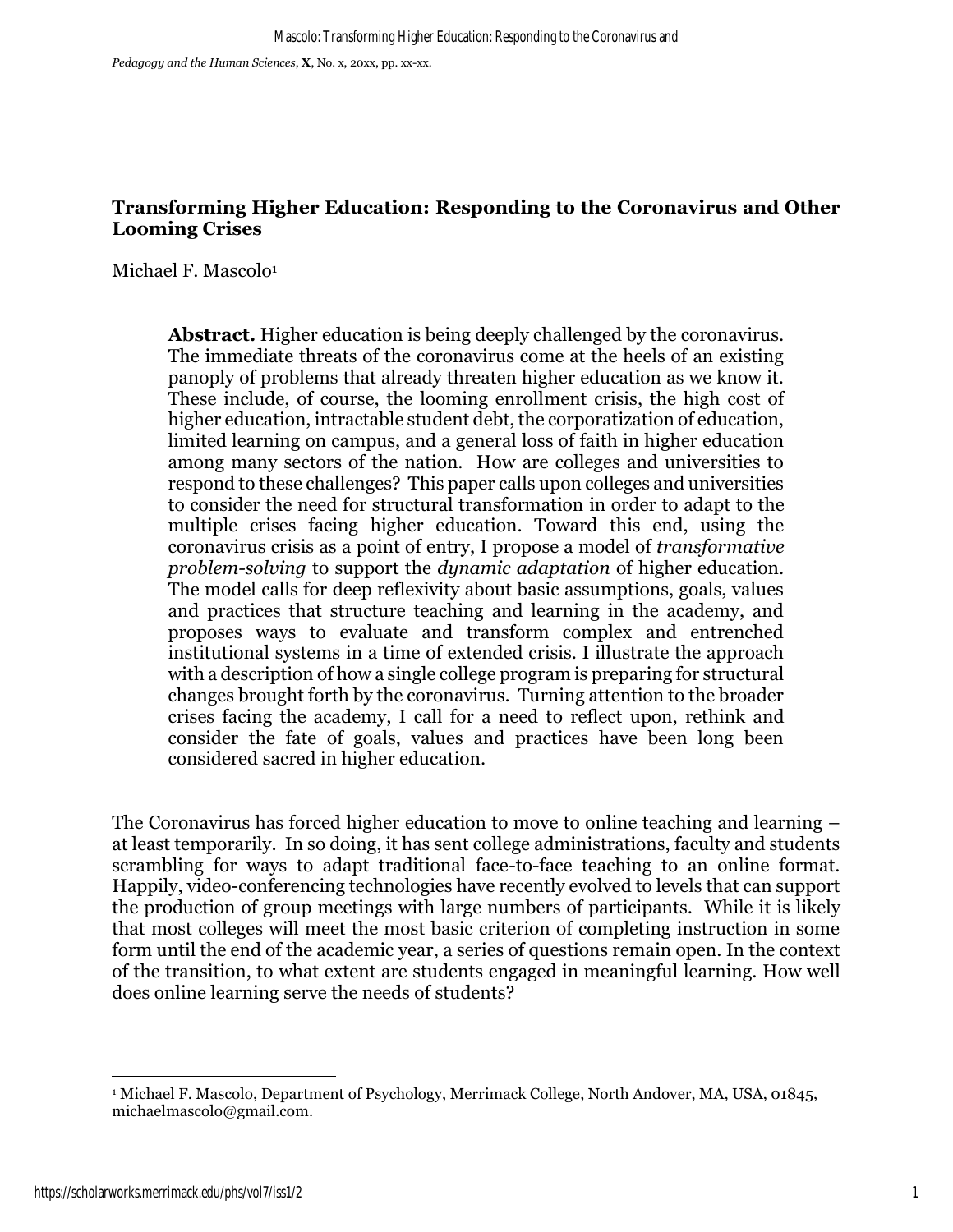# Transforming Higher Education: Responding to the Coronavirus and Other Looming Crises

Michael F. Mascolo[1]

> **Abstract.** Higher education is being deeply challenged by the coronavirus. The immediate threats of the coronavirus come at the heels of an existing panoply of problems that already threaten higher education as we know it. These include, of course, the looming enrollment crisis, the high cost of higher education, intractable student debt, the corporatization of education, limited learning on campus, and a general loss of faith in higher education among many sectors of the nation. How are colleges and universities to respond to these challenges? This paper calls upon colleges and universities to consider the need for structural transformation in order to adapt to the multiple crises facing higher education. Toward this end, using the coronavirus crisis as a point of entry, I propose a model of *transformative problem-solving* to support the *dynamic adaptation* of higher education. The model calls for deep reflexivity about basic assumptions, goals, values and practices that structure teaching and learning in the academy, and proposes ways to evaluate and transform complex and entrenched institutional systems in a time of extended crisis. I illustrate the approach with a description of how a single college program is preparing for structural changes brought forth by the coronavirus. Turning attention to the broader crises facing the academy, I call for a need to reflect upon, rethink and consider the fate of goals, values and practices have been long been considered sacred in higher education.

The Coronavirus has forced higher education to move to online teaching and learning – at least temporarily. In so doing, it has sent college administrations, faculty and students scrambling for ways to adapt traditional face-to-face teaching to an online format. Happily, video-conferencing technologies have recently evolved to levels that can support the production of group meetings with large numbers of participants. While it is likely that most colleges will meet the most basic criterion of completing instruction in some form until the end of the academic year, a series of questions remain open. In the context of the transition, to what extent are students engaged in meaningful learning. How well does online learning serve the needs of students?

[1] Michael F. Mascolo, Department of Psychology, Merrimack College, North Andover, MA, USA, 01845, michaelmascolo@gmail.com.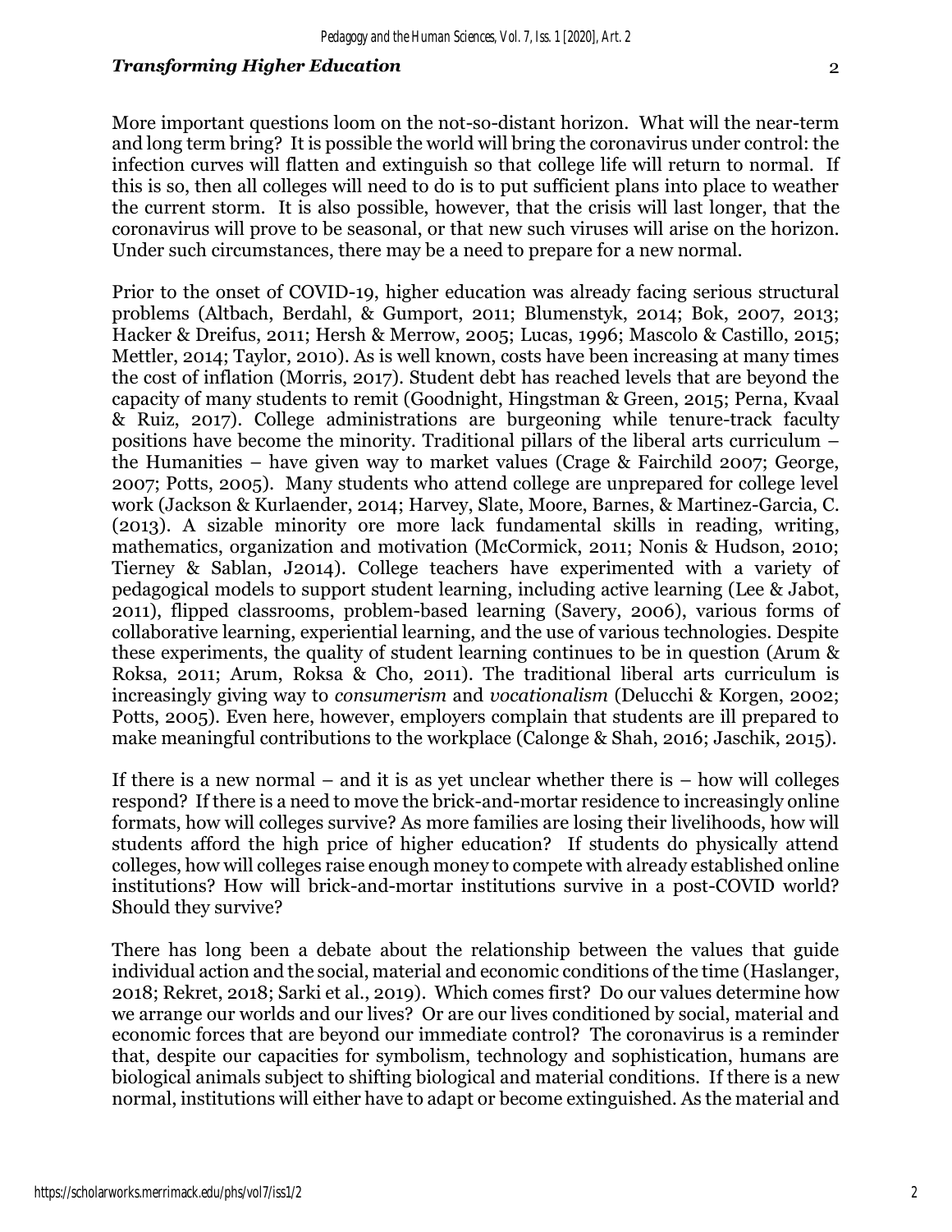More important questions loom on the not-so-distant horizon. What will the near-term and long term bring? It is possible the world will bring the coronavirus under control: the infection curves will flatten and extinguish so that college life will return to normal. If this is so, then all colleges will need to do is to put sufficient plans into place to weather the current storm. It is also possible, however, that the crisis will last longer, that the coronavirus will prove to be seasonal, or that new such viruses will arise on the horizon. Under such circumstances, there may be a need to prepare for a new normal.

Prior to the onset of COVID-19, higher education was already facing serious structural problems (Altbach, Berdahl, & Gumport, 2011; Blumenstyk, 2014; Bok, 2007, 2013; Hacker & Dreifus, 2011; Hersh & Merrow, 2005; Lucas, 1996; Mascolo & Castillo, 2015; Mettler, 2014; Taylor, 2010). As is well known, costs have been increasing at many times the cost of inflation (Morris, 2017). Student debt has reached levels that are beyond the capacity of many students to remit (Goodnight, Hingstman & Green, 2015; Perna, Kvaal & Ruiz, 2017). College administrations are burgeoning while tenure-track faculty positions have become the minority. Traditional pillars of the liberal arts curriculum – the Humanities – have given way to market values (Crage & Fairchild 2007; George, 2007; Potts, 2005). Many students who attend college are unprepared for college level work (Jackson & Kurlaender, 2014; Harvey, Slate, Moore, Barnes, & Martinez-Garcia, C. (2013). A sizable minority ore more lack fundamental skills in reading, writing, mathematics, organization and motivation (McCormick, 2011; Nonis & Hudson, 2010; Tierney & Sablan, J2014). College teachers have experimented with a variety of pedagogical models to support student learning, including active learning (Lee & Jabot, 2011), flipped classrooms, problem-based learning (Savery, 2006), various forms of collaborative learning, experiential learning, and the use of various technologies. Despite these experiments, the quality of student learning continues to be in question (Arum & Roksa, 2011; Arum, Roksa & Cho, 2011). The traditional liberal arts curriculum is increasingly giving way to *consumerism* and *vocationalism* (Delucchi & Korgen, 2002; Potts, 2005). Even here, however, employers complain that students are ill prepared to make meaningful contributions to the workplace (Calonge & Shah, 2016; Jaschik, 2015).

If there is a new normal – and it is as yet unclear whether there is – how will colleges respond? If there is a need to move the brick-and-mortar residence to increasingly online formats, how will colleges survive? As more families are losing their livelihoods, how will students afford the high price of higher education? If students do physically attend colleges, how will colleges raise enough money to compete with already established online institutions? How will brick-and-mortar institutions survive in a post-COVID world? Should they survive?

There has long been a debate about the relationship between the values that guide individual action and the social, material and economic conditions of the time (Haslanger, 2018; Rekret, 2018; Sarki et al., 2019). Which comes first? Do our values determine how we arrange our worlds and our lives? Or are our lives conditioned by social, material and economic forces that are beyond our immediate control? The coronavirus is a reminder that, despite our capacities for symbolism, technology and sophistication, humans are biological animals subject to shifting biological and material conditions. If there is a new normal, institutions will either have to adapt or become extinguished. As the material and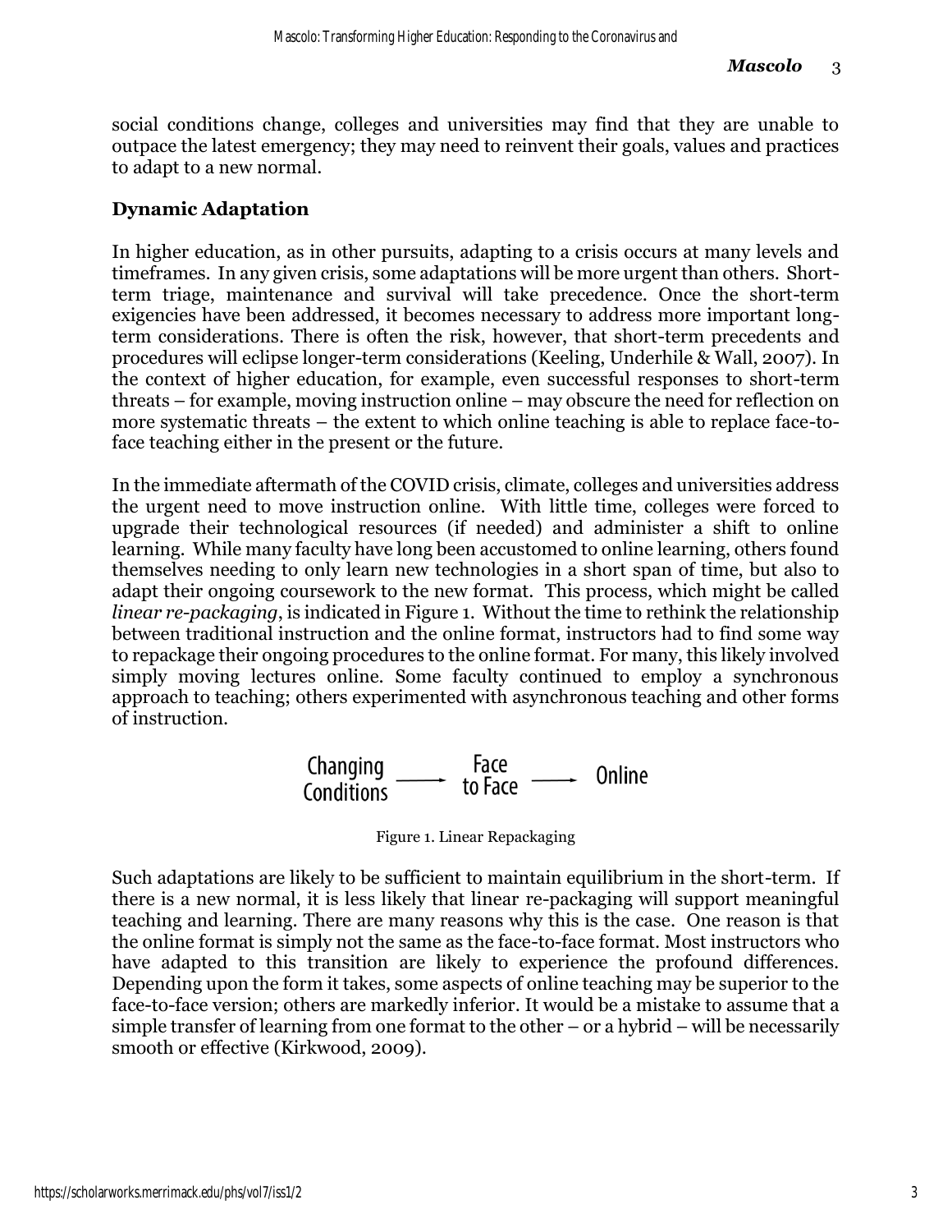social conditions change, colleges and universities may find that they are unable to outpace the latest emergency; they may need to reinvent their goals, values and practices to adapt to a new normal.

## Dynamic Adaptation

In higher education, as in other pursuits, adapting to a crisis occurs at many levels and timeframes. In any given crisis, some adaptations will be more urgent than others. Short-term triage, maintenance and survival will take precedence. Once the short-term exigencies have been addressed, it becomes necessary to address more important long-term considerations. There is often the risk, however, that short-term precedents and procedures will eclipse longer-term considerations (Keeling, Underhile & Wall, 2007). In the context of higher education, for example, even successful responses to short-term threats – for example, moving instruction online – may obscure the need for reflection on more systematic threats – the extent to which online teaching is able to replace face-to-face teaching either in the present or the future.

In the immediate aftermath of the COVID crisis, climate, colleges and universities address the urgent need to move instruction online. With little time, colleges were forced to upgrade their technological resources (if needed) and administer a shift to online learning. While many faculty have long been accustomed to online learning, others found themselves needing to only learn new technologies in a short span of time, but also to adapt their ongoing coursework to the new format. This process, which might be called *linear re-packaging*, is indicated in Figure 1. Without the time to rethink the relationship between traditional instruction and the online format, instructors had to find some way to repackage their ongoing procedures to the online format. For many, this likely involved simply moving lectures online. Some faculty continued to employ a synchronous approach to teaching; others experimented with asynchronous teaching and other forms of instruction.

Changing Conditions → Face to Face → Online

Figure 1. Linear Repackaging

Such adaptations are likely to be sufficient to maintain equilibrium in the short-term. If there is a new normal, it is less likely that linear re-packaging will support meaningful teaching and learning. There are many reasons why this is the case. One reason is that the online format is simply not the same as the face-to-face format. Most instructors who have adapted to this transition are likely to experience the profound differences. Depending upon the form it takes, some aspects of online teaching may be superior to the face-to-face version; others are markedly inferior. It would be a mistake to assume that a simple transfer of learning from one format to the other – or a hybrid – will be necessarily smooth or effective (Kirkwood, 2009).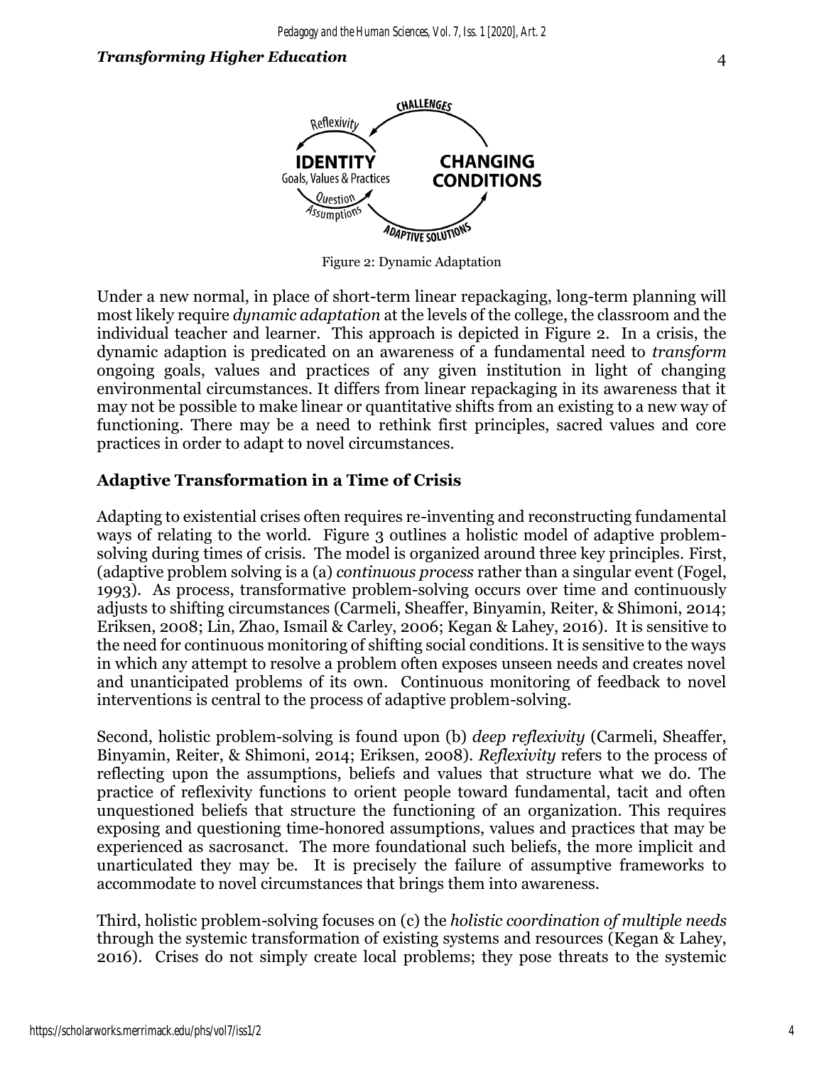Figure 2: Dynamic Adaptation

Under a new normal, in place of short-term linear repackaging, long-term planning will most likely require *dynamic adaptation* at the levels of the college, the classroom and the individual teacher and learner. This approach is depicted in Figure 2. In a crisis, the dynamic adaption is predicated on an awareness of a fundamental need to *transform* ongoing goals, values and practices of any given institution in light of changing environmental circumstances. It differs from linear repackaging in its awareness that it may not be possible to make linear or quantitative shifts from an existing to a new way of functioning. There may be a need to rethink first principles, sacred values and core practices in order to adapt to novel circumstances.

## Adaptive Transformation in a Time of Crisis

Adapting to existential crises often requires re-inventing and reconstructing fundamental ways of relating to the world. Figure 3 outlines a holistic model of adaptive problem-solving during times of crisis. The model is organized around three key principles. First, (adaptive problem solving is a (a) *continuous process* rather than a singular event (Fogel, 1993). As process, transformative problem-solving occurs over time and continuously adjusts to shifting circumstances (Carmeli, Sheaffer, Binyamin, Reiter, & Shimoni, 2014; Eriksen, 2008; Lin, Zhao, Ismail & Carley, 2006; Kegan & Lahey, 2016). It is sensitive to the need for continuous monitoring of shifting social conditions. It is sensitive to the ways in which any attempt to resolve a problem often exposes unseen needs and creates novel and unanticipated problems of its own. Continuous monitoring of feedback to novel interventions is central to the process of adaptive problem-solving.

Second, holistic problem-solving is found upon (b) *deep reflexivity* (Carmeli, Sheaffer, Binyamin, Reiter, & Shimoni, 2014; Eriksen, 2008). *Reflexivity* refers to the process of reflecting upon the assumptions, beliefs and values that structure what we do. The practice of reflexivity functions to orient people toward fundamental, tacit and often unquestioned beliefs that structure the functioning of an organization. This requires exposing and questioning time-honored assumptions, values and practices that may be experienced as sacrosanct. The more foundational such beliefs, the more implicit and unarticulated they may be. It is precisely the failure of assumptive frameworks to accommodate to novel circumstances that brings them into awareness.

Third, holistic problem-solving focuses on (c) the *holistic coordination of multiple needs* through the systemic transformation of existing systems and resources (Kegan & Lahey, 2016). Crises do not simply create local problems; they pose threats to the systemic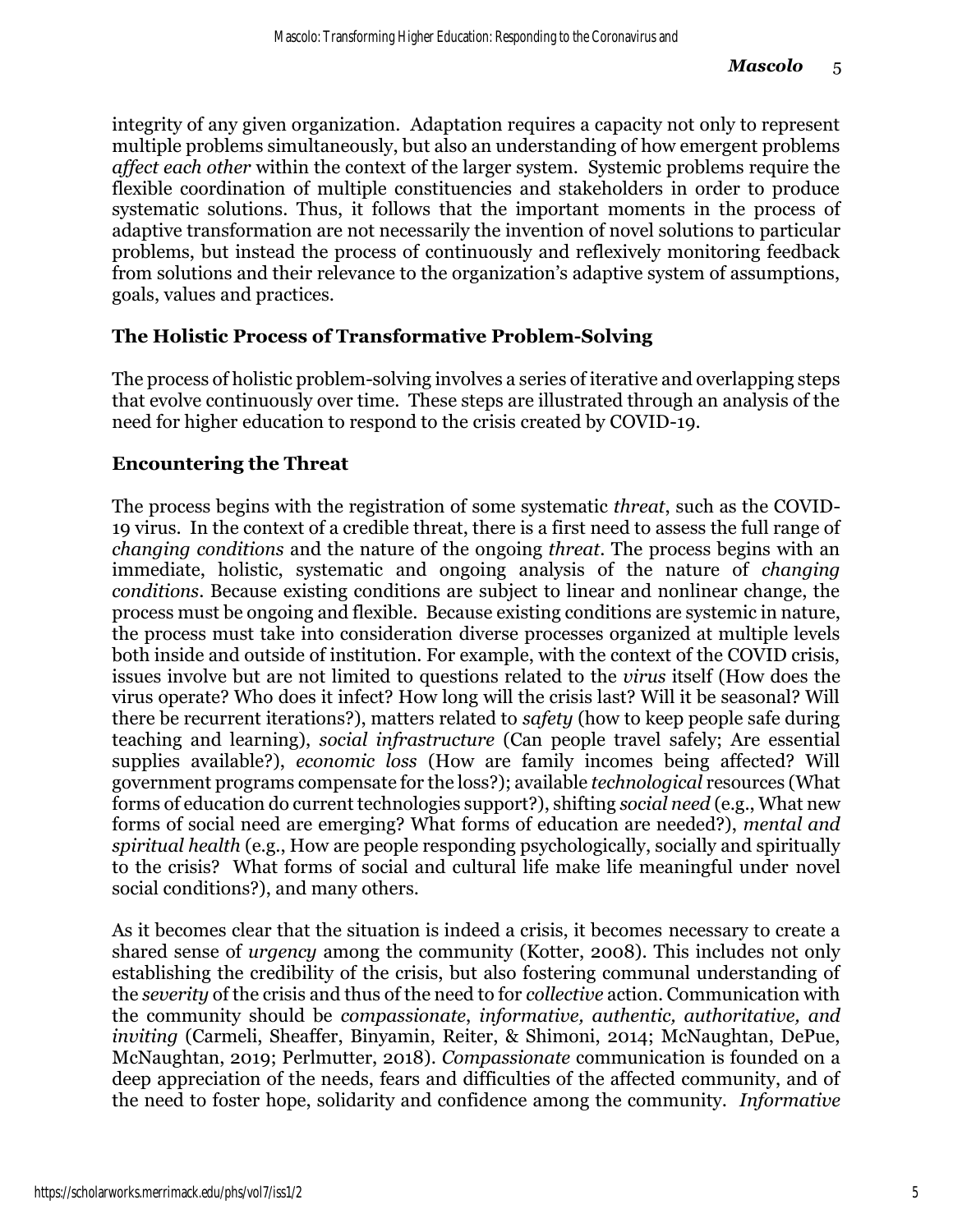integrity of any given organization. Adaptation requires a capacity not only to represent multiple problems simultaneously, but also an understanding of how emergent problems *affect each other* within the context of the larger system. Systemic problems require the flexible coordination of multiple constituencies and stakeholders in order to produce systematic solutions. Thus, it follows that the important moments in the process of adaptive transformation are not necessarily the invention of novel solutions to particular problems, but instead the process of continuously and reflexively monitoring feedback from solutions and their relevance to the organization's adaptive system of assumptions, goals, values and practices.

## The Holistic Process of Transformative Problem-Solving

The process of holistic problem-solving involves a series of iterative and overlapping steps that evolve continuously over time. These steps are illustrated through an analysis of the need for higher education to respond to the crisis created by COVID-19.

## Encountering the Threat

The process begins with the registration of some systematic *threat*, such as the COVID-19 virus. In the context of a credible threat, there is a first need to assess the full range of *changing conditions* and the nature of the ongoing *threat*. The process begins with an immediate, holistic, systematic and ongoing analysis of the nature of *changing conditions*. Because existing conditions are subject to linear and nonlinear change, the process must be ongoing and flexible. Because existing conditions are systemic in nature, the process must take into consideration diverse processes organized at multiple levels both inside and outside of institution. For example, with the context of the COVID crisis, issues involve but are not limited to questions related to the *virus* itself (How does the virus operate? Who does it infect? How long will the crisis last? Will it be seasonal? Will there be recurrent iterations?), matters related to *safety* (how to keep people safe during teaching and learning), *social infrastructure* (Can people travel safely; Are essential supplies available?), *economic loss* (How are family incomes being affected? Will government programs compensate for the loss?); available *technological* resources (What forms of education do current technologies support?), shifting *social need* (e.g., What new forms of social need are emerging? What forms of education are needed?), *mental and spiritual health* (e.g., How are people responding psychologically, socially and spiritually to the crisis? What forms of social and cultural life make life meaningful under novel social conditions?), and many others.

As it becomes clear that the situation is indeed a crisis, it becomes necessary to create a shared sense of *urgency* among the community (Kotter, 2008). This includes not only establishing the credibility of the crisis, but also fostering communal understanding of the *severity* of the crisis and thus of the need to for *collective* action. Communication with the community should be *compassionate, informative, authentic, authoritative, and inviting* (Carmeli, Sheaffer, Binyamin, Reiter, & Shimoni, 2014; McNaughtan, DePue, McNaughtan, 2019; Perlmutter, 2018). *Compassionate* communication is founded on a deep appreciation of the needs, fears and difficulties of the affected community, and of the need to foster hope, solidarity and confidence among the community. *Informative*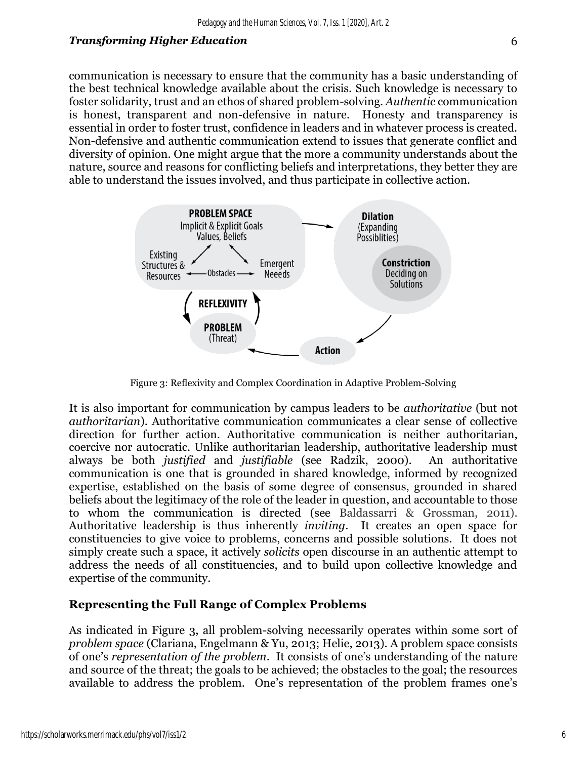communication is necessary to ensure that the community has a basic understanding of the best technical knowledge available about the crisis. Such knowledge is necessary to foster solidarity, trust and an ethos of shared problem-solving. *Authentic* communication is honest, transparent and non-defensive in nature. Honesty and transparency is essential in order to foster trust, confidence in leaders and in whatever process is created. Non-defensive and authentic communication extend to issues that generate conflict and diversity of opinion. One might argue that the more a community understands about the nature, source and reasons for conflicting beliefs and interpretations, they better they are able to understand the issues involved, and thus participate in collective action.

Figure 3: Reflexivity and Complex Coordination in Adaptive Problem-Solving

It is also important for communication by campus leaders to be *authoritative* (but not *authoritarian*). Authoritative communication communicates a clear sense of collective direction for further action. Authoritative communication is neither authoritarian, coercive nor autocratic. Unlike authoritarian leadership, authoritative leadership must always be both *justified* and *justifiable* (see Radzik, 2000). An authoritative communication is one that is grounded in shared knowledge, informed by recognized expertise, established on the basis of some degree of consensus, grounded in shared beliefs about the legitimacy of the role of the leader in question, and accountable to those to whom the communication is directed (see Baldassarri & Grossman, 2011). Authoritative leadership is thus inherently *inviting*. It creates an open space for constituencies to give voice to problems, concerns and possible solutions. It does not simply create such a space, it actively *solicits* open discourse in an authentic attempt to address the needs of all constituencies, and to build upon collective knowledge and expertise of the community.

## Representing the Full Range of Complex Problems

As indicated in Figure 3, all problem-solving necessarily operates within some sort of *problem space* (Clariana, Engelmann & Yu, 2013; Helie, 2013). A problem space consists of one's *representation of the problem*. It consists of one's understanding of the nature and source of the threat; the goals to be achieved; the obstacles to the goal; the resources available to address the problem. One's representation of the problem frames one's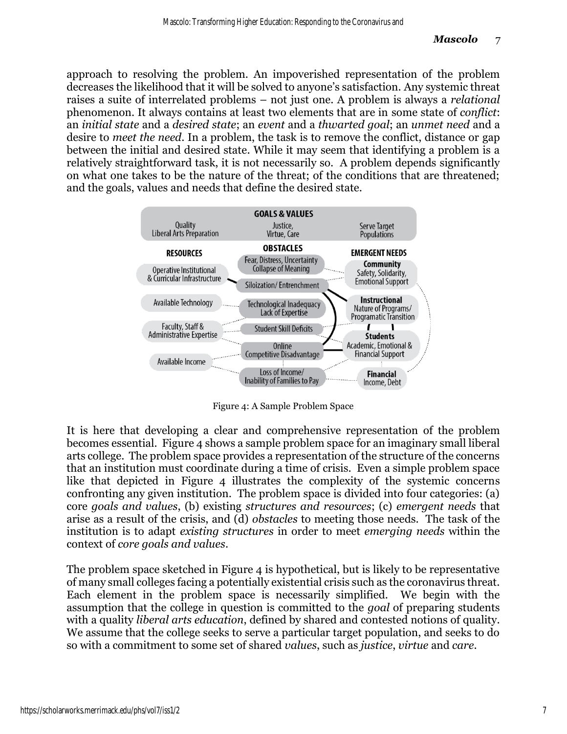approach to resolving the problem. An impoverished representation of the problem decreases the likelihood that it will be solved to anyone's satisfaction. Any systemic threat raises a suite of interrelated problems – not just one. A problem is always a *relational* phenomenon. It always contains at least two elements that are in some state of *conflict*: an *initial state* and a *desired state*; an *event* and a *thwarted goal*; an *unmet need* and a desire to *meet the need*. In a problem, the task is to remove the conflict, distance or gap between the initial and desired state. While it may seem that identifying a problem is a relatively straightforward task, it is not necessarily so. A problem depends significantly on what one takes to be the nature of the threat; of the conditions that are threatened; and the goals, values and needs that define the desired state.

Figure 4: A Sample Problem Space

It is here that developing a clear and comprehensive representation of the problem becomes essential. Figure 4 shows a sample problem space for an imaginary small liberal arts college. The problem space provides a representation of the structure of the concerns that an institution must coordinate during a time of crisis. Even a simple problem space like that depicted in Figure 4 illustrates the complexity of the systemic concerns confronting any given institution. The problem space is divided into four categories: (a) core *goals and values*, (b) existing *structures and resources*; (c) *emergent needs* that arise as a result of the crisis, and (d) *obstacles* to meeting those needs. The task of the institution is to adapt *existing structures* in order to meet *emerging needs* within the context of *core goals and values*.

The problem space sketched in Figure 4 is hypothetical, but is likely to be representative of many small colleges facing a potentially existential crisis such as the coronavirus threat. Each element in the problem space is necessarily simplified. We begin with the assumption that the college in question is committed to the *goal* of preparing students with a quality *liberal arts education*, defined by shared and contested notions of quality. We assume that the college seeks to serve a particular target population, and seeks to do so with a commitment to some set of shared *values*, such as *justice*, *virtue* and *care*.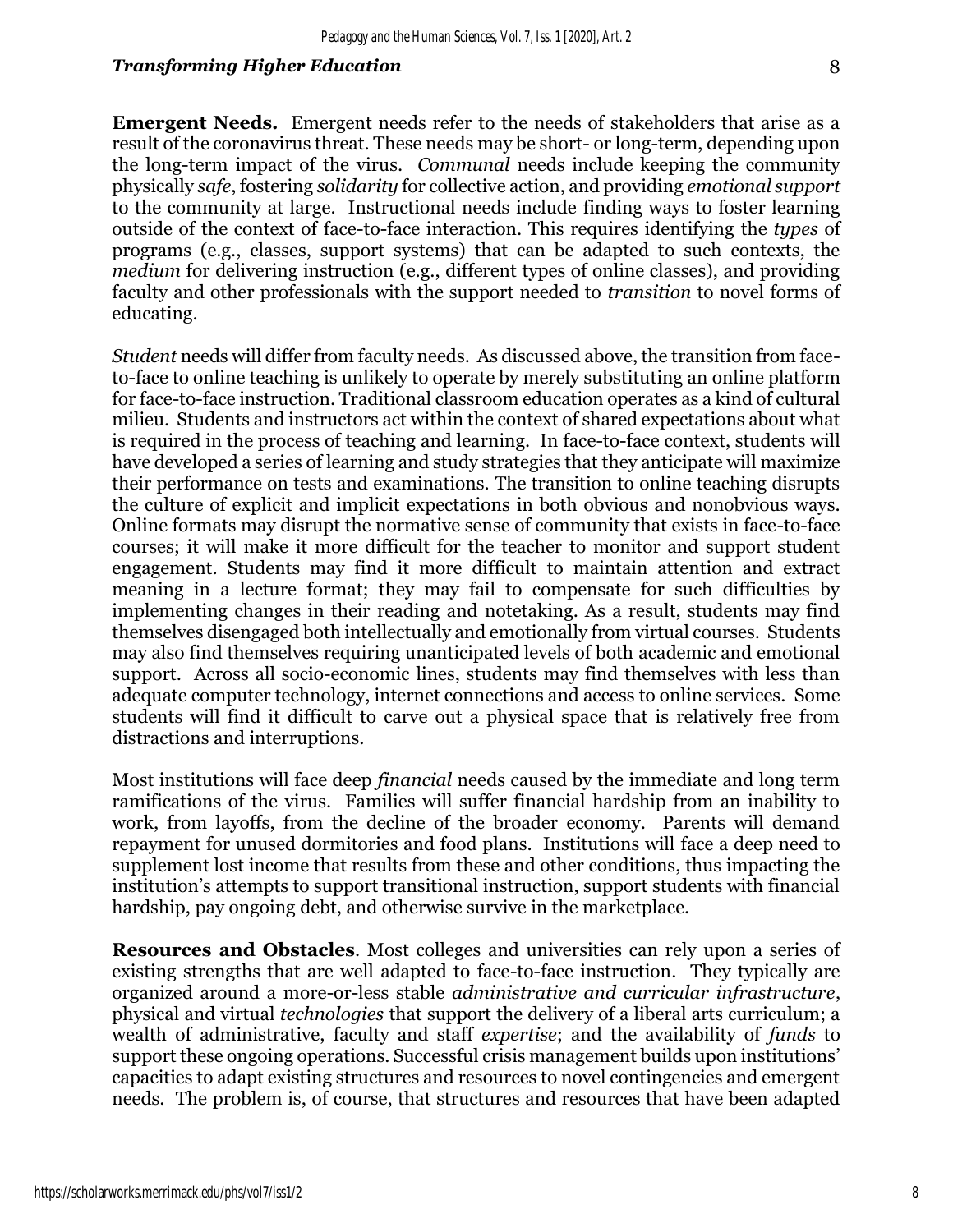**Emergent Needs.** Emergent needs refer to the needs of stakeholders that arise as a result of the coronavirus threat. These needs may be short- or long-term, depending upon the long-term impact of the virus. *Communal* needs include keeping the community physically *safe*, fostering *solidarity* for collective action, and providing *emotional support* to the community at large. Instructional needs include finding ways to foster learning outside of the context of face-to-face interaction. This requires identifying the *types* of programs (e.g., classes, support systems) that can be adapted to such contexts, the *medium* for delivering instruction (e.g., different types of online classes), and providing faculty and other professionals with the support needed to *transition* to novel forms of educating.

*Student* needs will differ from faculty needs. As discussed above, the transition from face-to-face to online teaching is unlikely to operate by merely substituting an online platform for face-to-face instruction. Traditional classroom education operates as a kind of cultural milieu. Students and instructors act within the context of shared expectations about what is required in the process of teaching and learning. In face-to-face context, students will have developed a series of learning and study strategies that they anticipate will maximize their performance on tests and examinations. The transition to online teaching disrupts the culture of explicit and implicit expectations in both obvious and nonobvious ways. Online formats may disrupt the normative sense of community that exists in face-to-face courses; it will make it more difficult for the teacher to monitor and support student engagement. Students may find it more difficult to maintain attention and extract meaning in a lecture format; they may fail to compensate for such difficulties by implementing changes in their reading and notetaking. As a result, students may find themselves disengaged both intellectually and emotionally from virtual courses. Students may also find themselves requiring unanticipated levels of both academic and emotional support. Across all socio-economic lines, students may find themselves with less than adequate computer technology, internet connections and access to online services. Some students will find it difficult to carve out a physical space that is relatively free from distractions and interruptions.

Most institutions will face deep *financial* needs caused by the immediate and long term ramifications of the virus. Families will suffer financial hardship from an inability to work, from layoffs, from the decline of the broader economy. Parents will demand repayment for unused dormitories and food plans. Institutions will face a deep need to supplement lost income that results from these and other conditions, thus impacting the institution's attempts to support transitional instruction, support students with financial hardship, pay ongoing debt, and otherwise survive in the marketplace.

**Resources and Obstacles**. Most colleges and universities can rely upon a series of existing strengths that are well adapted to face-to-face instruction. They typically are organized around a more-or-less stable *administrative and curricular infrastructure*, physical and virtual *technologies* that support the delivery of a liberal arts curriculum; a wealth of administrative, faculty and staff *expertise*; and the availability of *funds* to support these ongoing operations. Successful crisis management builds upon institutions' capacities to adapt existing structures and resources to novel contingencies and emergent needs. The problem is, of course, that structures and resources that have been adapted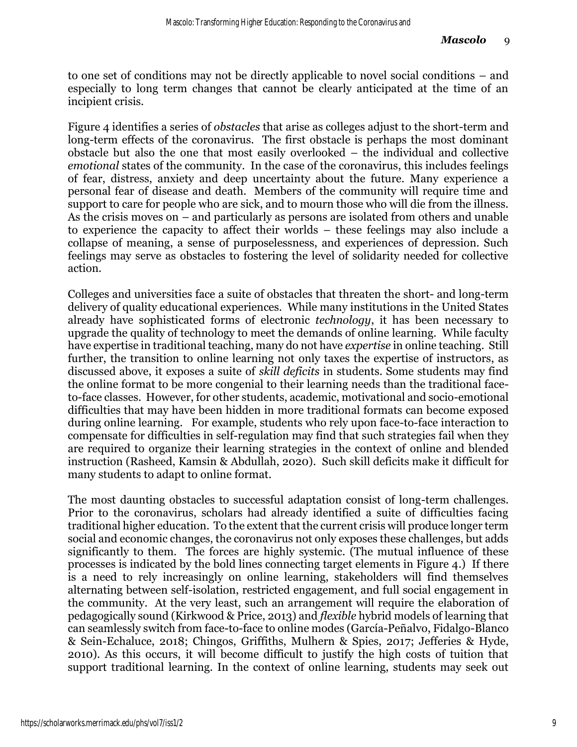to one set of conditions may not be directly applicable to novel social conditions – and especially to long term changes that cannot be clearly anticipated at the time of an incipient crisis.

Figure 4 identifies a series of *obstacles* that arise as colleges adjust to the short-term and long-term effects of the coronavirus. The first obstacle is perhaps the most dominant obstacle but also the one that most easily overlooked – the individual and collective *emotional* states of the community. In the case of the coronavirus, this includes feelings of fear, distress, anxiety and deep uncertainty about the future. Many experience a personal fear of disease and death. Members of the community will require time and support to care for people who are sick, and to mourn those who will die from the illness. As the crisis moves on – and particularly as persons are isolated from others and unable to experience the capacity to affect their worlds – these feelings may also include a collapse of meaning, a sense of purposelessness, and experiences of depression. Such feelings may serve as obstacles to fostering the level of solidarity needed for collective action.

Colleges and universities face a suite of obstacles that threaten the short- and long-term delivery of quality educational experiences. While many institutions in the United States already have sophisticated forms of electronic *technology*, it has been necessary to upgrade the quality of technology to meet the demands of online learning. While faculty have expertise in traditional teaching, many do not have *expertise* in online teaching. Still further, the transition to online learning not only taxes the expertise of instructors, as discussed above, it exposes a suite of *skill deficits* in students. Some students may find the online format to be more congenial to their learning needs than the traditional face-to-face classes. However, for other students, academic, motivational and socio-emotional difficulties that may have been hidden in more traditional formats can become exposed during online learning. For example, students who rely upon face-to-face interaction to compensate for difficulties in self-regulation may find that such strategies fail when they are required to organize their learning strategies in the context of online and blended instruction (Rasheed, Kamsin & Abdullah, 2020). Such skill deficits make it difficult for many students to adapt to online format.

The most daunting obstacles to successful adaptation consist of long-term challenges. Prior to the coronavirus, scholars had already identified a suite of difficulties facing traditional higher education. To the extent that the current crisis will produce longer term social and economic changes, the coronavirus not only exposes these challenges, but adds significantly to them. The forces are highly systemic. (The mutual influence of these processes is indicated by the bold lines connecting target elements in Figure 4.) If there is a need to rely increasingly on online learning, stakeholders will find themselves alternating between self-isolation, restricted engagement, and full social engagement in the community. At the very least, such an arrangement will require the elaboration of pedagogically sound (Kirkwood & Price, 2013) and *flexible* hybrid models of learning that can seamlessly switch from face-to-face to online modes (García-Peñalvo, Fidalgo-Blanco & Sein-Echaluce, 2018; Chingos, Griffiths, Mulhern & Spies, 2017; Jefferies & Hyde, 2010). As this occurs, it will become difficult to justify the high costs of tuition that support traditional learning. In the context of online learning, students may seek out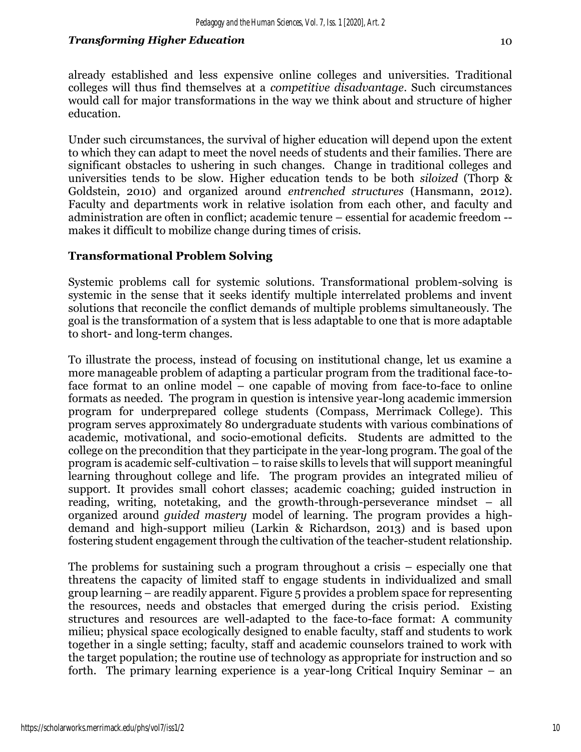already established and less expensive online colleges and universities. Traditional colleges will thus find themselves at a *competitive disadvantage*. Such circumstances would call for major transformations in the way we think about and structure of higher education.

Under such circumstances, the survival of higher education will depend upon the extent to which they can adapt to meet the novel needs of students and their families. There are significant obstacles to ushering in such changes. Change in traditional colleges and universities tends to be slow. Higher education tends to be both *siloized* (Thorp & Goldstein, 2010) and organized around *entrenched structures* (Hansmann, 2012). Faculty and departments work in relative isolation from each other, and faculty and administration are often in conflict; academic tenure – essential for academic freedom -- makes it difficult to mobilize change during times of crisis.

## Transformational Problem Solving

Systemic problems call for systemic solutions. Transformational problem-solving is systemic in the sense that it seeks identify multiple interrelated problems and invent solutions that reconcile the conflict demands of multiple problems simultaneously. The goal is the transformation of a system that is less adaptable to one that is more adaptable to short- and long-term changes.

To illustrate the process, instead of focusing on institutional change, let us examine a more manageable problem of adapting a particular program from the traditional face-to-face format to an online model – one capable of moving from face-to-face to online formats as needed. The program in question is intensive year-long academic immersion program for underprepared college students (Compass, Merrimack College). This program serves approximately 80 undergraduate students with various combinations of academic, motivational, and socio-emotional deficits. Students are admitted to the college on the precondition that they participate in the year-long program. The goal of the program is academic self-cultivation – to raise skills to levels that will support meaningful learning throughout college and life. The program provides an integrated milieu of support. It provides small cohort classes; academic coaching; guided instruction in reading, writing, notetaking, and the growth-through-perseverance mindset – all organized around *guided mastery* model of learning. The program provides a high-demand and high-support milieu (Larkin & Richardson, 2013) and is based upon fostering student engagement through the cultivation of the teacher-student relationship.

The problems for sustaining such a program throughout a crisis – especially one that threatens the capacity of limited staff to engage students in individualized and small group learning – are readily apparent. Figure 5 provides a problem space for representing the resources, needs and obstacles that emerged during the crisis period. Existing structures and resources are well-adapted to the face-to-face format: A community milieu; physical space ecologically designed to enable faculty, staff and students to work together in a single setting; faculty, staff and academic counselors trained to work with the target population; the routine use of technology as appropriate for instruction and so forth. The primary learning experience is a year-long Critical Inquiry Seminar – an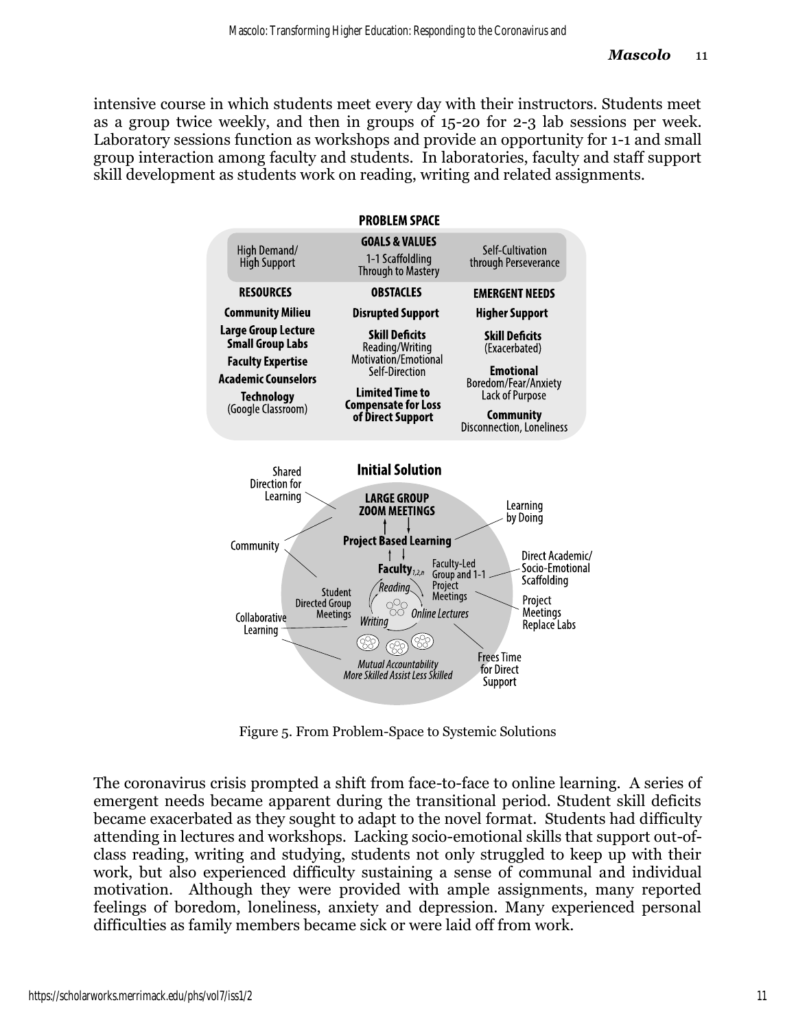intensive course in which students meet every day with their instructors. Students meet as a group twice weekly, and then in groups of 15-20 for 2-3 lab sessions per week. Laboratory sessions function as workshops and provide an opportunity for 1-1 and small group interaction among faculty and students. In laboratories, faculty and staff support skill development as students work on reading, writing and related assignments.

Figure 5. From Problem-Space to Systemic Solutions

The coronavirus crisis prompted a shift from face-to-face to online learning. A series of emergent needs became apparent during the transitional period. Student skill deficits became exacerbated as they sought to adapt to the novel format. Students had difficulty attending in lectures and workshops. Lacking socio-emotional skills that support out-of-class reading, writing and studying, students not only struggled to keep up with their work, but also experienced difficulty sustaining a sense of communal and individual motivation. Although they were provided with ample assignments, many reported feelings of boredom, loneliness, anxiety and depression. Many experienced personal difficulties as family members became sick or were laid off from work.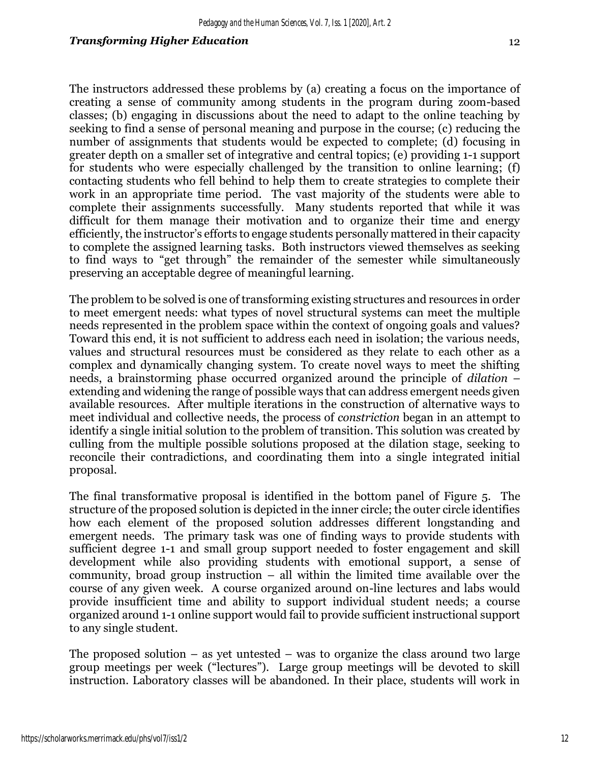The instructors addressed these problems by (a) creating a focus on the importance of creating a sense of community among students in the program during zoom-based classes; (b) engaging in discussions about the need to adapt to the online teaching by seeking to find a sense of personal meaning and purpose in the course; (c) reducing the number of assignments that students would be expected to complete; (d) focusing in greater depth on a smaller set of integrative and central topics; (e) providing 1-1 support for students who were especially challenged by the transition to online learning; (f) contacting students who fell behind to help them to create strategies to complete their work in an appropriate time period. The vast majority of the students were able to complete their assignments successfully. Many students reported that while it was difficult for them manage their motivation and to organize their time and energy efficiently, the instructor's efforts to engage students personally mattered in their capacity to complete the assigned learning tasks. Both instructors viewed themselves as seeking to find ways to "get through" the remainder of the semester while simultaneously preserving an acceptable degree of meaningful learning.

The problem to be solved is one of transforming existing structures and resources in order to meet emergent needs: what types of novel structural systems can meet the multiple needs represented in the problem space within the context of ongoing goals and values? Toward this end, it is not sufficient to address each need in isolation; the various needs, values and structural resources must be considered as they relate to each other as a complex and dynamically changing system. To create novel ways to meet the shifting needs, a brainstorming phase occurred organized around the principle of *dilation* – extending and widening the range of possible ways that can address emergent needs given available resources. After multiple iterations in the construction of alternative ways to meet individual and collective needs, the process of *constriction* began in an attempt to identify a single initial solution to the problem of transition. This solution was created by culling from the multiple possible solutions proposed at the dilation stage, seeking to reconcile their contradictions, and coordinating them into a single integrated initial proposal.

The final transformative proposal is identified in the bottom panel of Figure 5. The structure of the proposed solution is depicted in the inner circle; the outer circle identifies how each element of the proposed solution addresses different longstanding and emergent needs. The primary task was one of finding ways to provide students with sufficient degree 1-1 and small group support needed to foster engagement and skill development while also providing students with emotional support, a sense of community, broad group instruction – all within the limited time available over the course of any given week. A course organized around on-line lectures and labs would provide insufficient time and ability to support individual student needs; a course organized around 1-1 online support would fail to provide sufficient instructional support to any single student.

The proposed solution – as yet untested – was to organize the class around two large group meetings per week ("lectures"). Large group meetings will be devoted to skill instruction. Laboratory classes will be abandoned. In their place, students will work in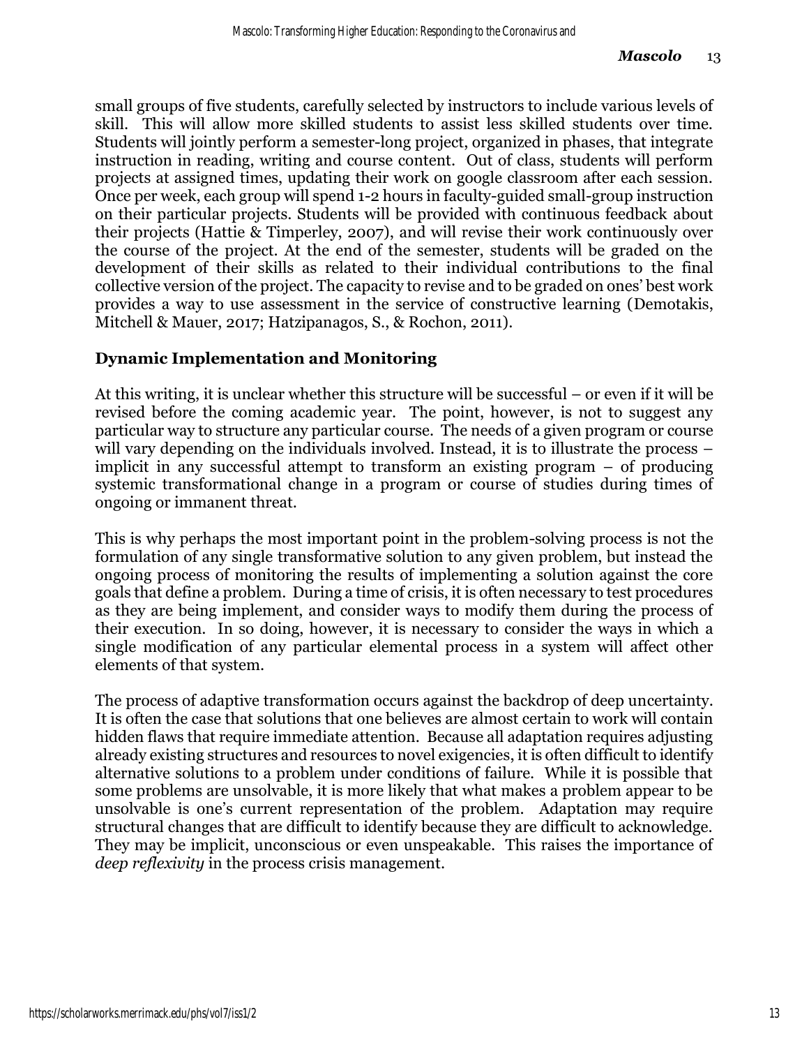small groups of five students, carefully selected by instructors to include various levels of skill. This will allow more skilled students to assist less skilled students over time. Students will jointly perform a semester-long project, organized in phases, that integrate instruction in reading, writing and course content. Out of class, students will perform projects at assigned times, updating their work on google classroom after each session. Once per week, each group will spend 1-2 hours in faculty-guided small-group instruction on their particular projects. Students will be provided with continuous feedback about their projects (Hattie & Timperley, 2007), and will revise their work continuously over the course of the project. At the end of the semester, students will be graded on the development of their skills as related to their individual contributions to the final collective version of the project. The capacity to revise and to be graded on ones' best work provides a way to use assessment in the service of constructive learning (Demotakis, Mitchell & Mauer, 2017; Hatzipanagos, S., & Rochon, 2011).

## Dynamic Implementation and Monitoring

At this writing, it is unclear whether this structure will be successful – or even if it will be revised before the coming academic year. The point, however, is not to suggest any particular way to structure any particular course. The needs of a given program or course will vary depending on the individuals involved. Instead, it is to illustrate the process – implicit in any successful attempt to transform an existing program – of producing systemic transformational change in a program or course of studies during times of ongoing or immanent threat.

This is why perhaps the most important point in the problem-solving process is not the formulation of any single transformative solution to any given problem, but instead the ongoing process of monitoring the results of implementing a solution against the core goals that define a problem. During a time of crisis, it is often necessary to test procedures as they are being implement, and consider ways to modify them during the process of their execution. In so doing, however, it is necessary to consider the ways in which a single modification of any particular elemental process in a system will affect other elements of that system.

The process of adaptive transformation occurs against the backdrop of deep uncertainty. It is often the case that solutions that one believes are almost certain to work will contain hidden flaws that require immediate attention. Because all adaptation requires adjusting already existing structures and resources to novel exigencies, it is often difficult to identify alternative solutions to a problem under conditions of failure. While it is possible that some problems are unsolvable, it is more likely that what makes a problem appear to be unsolvable is one's current representation of the problem. Adaptation may require structural changes that are difficult to identify because they are difficult to acknowledge. They may be implicit, unconscious or even unspeakable. This raises the importance of *deep reflexivity* in the process crisis management.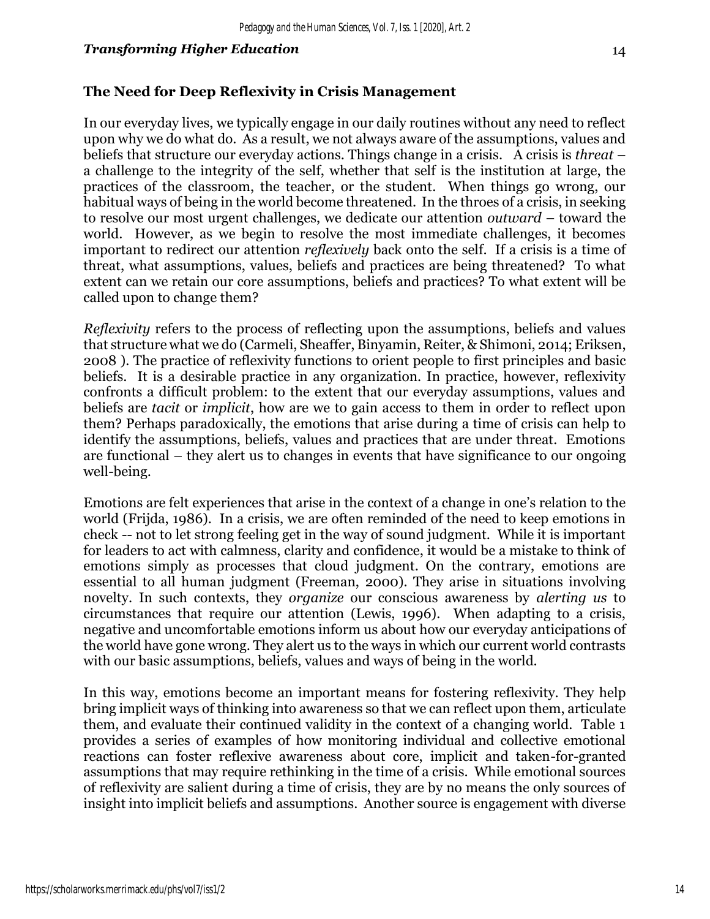## The Need for Deep Reflexivity in Crisis Management

In our everyday lives, we typically engage in our daily routines without any need to reflect upon why we do what do. As a result, we not always aware of the assumptions, values and beliefs that structure our everyday actions. Things change in a crisis. A crisis is *threat* – a challenge to the integrity of the self, whether that self is the institution at large, the practices of the classroom, the teacher, or the student. When things go wrong, our habitual ways of being in the world become threatened. In the throes of a crisis, in seeking to resolve our most urgent challenges, we dedicate our attention *outward* – toward the world. However, as we begin to resolve the most immediate challenges, it becomes important to redirect our attention *reflexively* back onto the self. If a crisis is a time of threat, what assumptions, values, beliefs and practices are being threatened? To what extent can we retain our core assumptions, beliefs and practices? To what extent will be called upon to change them?

*Reflexivity* refers to the process of reflecting upon the assumptions, beliefs and values that structure what we do (Carmeli, Sheaffer, Binyamin, Reiter, & Shimoni, 2014; Eriksen, 2008 ). The practice of reflexivity functions to orient people to first principles and basic beliefs. It is a desirable practice in any organization. In practice, however, reflexivity confronts a difficult problem: to the extent that our everyday assumptions, values and beliefs are *tacit* or *implicit*, how are we to gain access to them in order to reflect upon them? Perhaps paradoxically, the emotions that arise during a time of crisis can help to identify the assumptions, beliefs, values and practices that are under threat. Emotions are functional – they alert us to changes in events that have significance to our ongoing well-being.

Emotions are felt experiences that arise in the context of a change in one's relation to the world (Frijda, 1986). In a crisis, we are often reminded of the need to keep emotions in check -- not to let strong feeling get in the way of sound judgment. While it is important for leaders to act with calmness, clarity and confidence, it would be a mistake to think of emotions simply as processes that cloud judgment. On the contrary, emotions are essential to all human judgment (Freeman, 2000). They arise in situations involving novelty. In such contexts, they *organize* our conscious awareness by *alerting us* to circumstances that require our attention (Lewis, 1996). When adapting to a crisis, negative and uncomfortable emotions inform us about how our everyday anticipations of the world have gone wrong. They alert us to the ways in which our current world contrasts with our basic assumptions, beliefs, values and ways of being in the world.

In this way, emotions become an important means for fostering reflexivity. They help bring implicit ways of thinking into awareness so that we can reflect upon them, articulate them, and evaluate their continued validity in the context of a changing world. Table 1 provides a series of examples of how monitoring individual and collective emotional reactions can foster reflexive awareness about core, implicit and taken-for-granted assumptions that may require rethinking in the time of a crisis. While emotional sources of reflexivity are salient during a time of crisis, they are by no means the only sources of insight into implicit beliefs and assumptions. Another source is engagement with diverse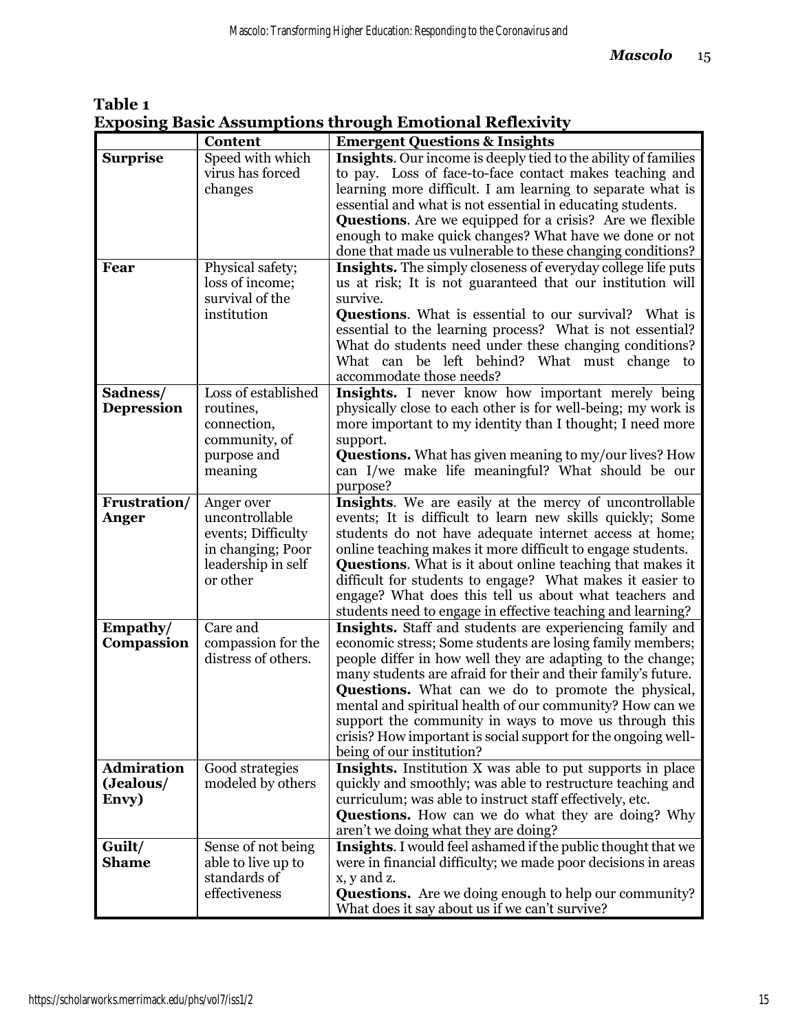**Table 1**
**Exposing Basic Assumptions through Emotional Reflexivity**

| | Content | Emergent Questions & Insights |
|---|---|---|
| **Surprise** | Speed with which virus has forced changes | **Insights**. Our income is deeply tied to the ability of families to pay. Loss of face-to-face contact makes teaching and learning more difficult. I am learning to separate what is essential and what is not essential in educating students. **Questions**. Are we equipped for a crisis? Are we flexible enough to make quick changes? What have we done or not done that made us vulnerable to these changing conditions? |
| **Fear** | Physical safety; loss of income; survival of the institution | **Insights.** The simply closeness of everyday college life puts us at risk; It is not guaranteed that our institution will survive. **Questions**. What is essential to our survival? What is essential to the learning process? What is not essential? What do students need under these changing conditions? What can be left behind? What must change to accommodate those needs? |
| **Sadness/ Depression** | Loss of established routines, connection, community, of purpose and meaning | **Insights.** I never know how important merely being physically close to each other is for well-being; my work is more important to my identity than I thought; I need more support. **Questions.** What has given meaning to my/our lives? How can I/we make life meaningful? What should be our purpose? |
| **Frustration/ Anger** | Anger over uncontrollable events; Difficulty in changing; Poor leadership in self or other | **Insights**. We are easily at the mercy of uncontrollable events; It is difficult to learn new skills quickly; Some students do not have adequate internet access at home; online teaching makes it more difficult to engage students. **Questions**. What is it about online teaching that makes it difficult for students to engage? What makes it easier to engage? What does this tell us about what teachers and students need to engage in effective teaching and learning? |
| **Empathy/ Compassion** | Care and compassion for the distress of others. | **Insights.** Staff and students are experiencing family and economic stress; Some students are losing family members; people differ in how well they are adapting to the change; many students are afraid for their and their family's future. **Questions.** What can we do to promote the physical, mental and spiritual health of our community? How can we support the community in ways to move us through this crisis? How important is social support for the ongoing well-being of our institution? |
| **Admiration (Jealous/ Envy)** | Good strategies modeled by others | **Insights.** Institution X was able to put supports in place quickly and smoothly; was able to restructure teaching and curriculum; was able to instruct staff effectively, etc. **Questions.** How can we do what they are doing? Why aren't we doing what they are doing? |
| **Guilt/ Shame** | Sense of not being able to live up to standards of effectiveness | **Insights**. I would feel ashamed if the public thought that we were in financial difficulty; we made poor decisions in areas x, y and z. **Questions.** Are we doing enough to help our community? What does it say about us if we can't survive? |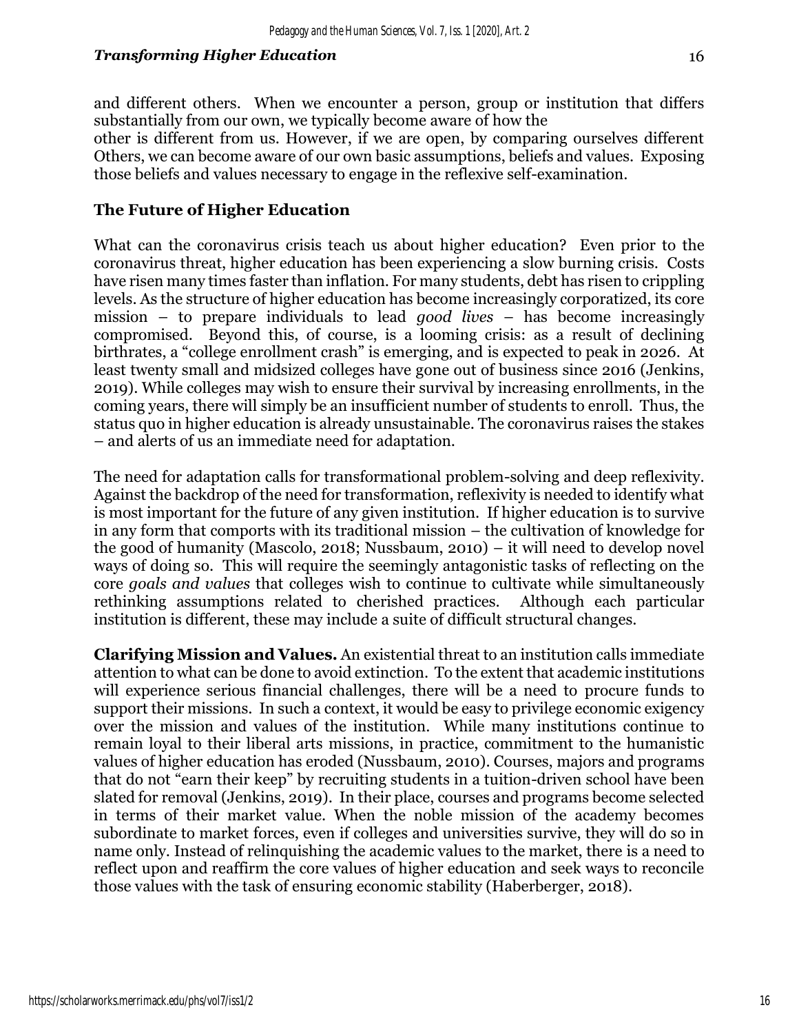and different others. When we encounter a person, group or institution that differs substantially from our own, we typically become aware of how the
other is different from us. However, if we are open, by comparing ourselves different Others, we can become aware of our own basic assumptions, beliefs and values. Exposing those beliefs and values necessary to engage in the reflexive self-examination.

## The Future of Higher Education

What can the coronavirus crisis teach us about higher education? Even prior to the coronavirus threat, higher education has been experiencing a slow burning crisis. Costs have risen many times faster than inflation. For many students, debt has risen to crippling levels. As the structure of higher education has become increasingly corporatized, its core mission – to prepare individuals to lead *good lives* – has become increasingly compromised. Beyond this, of course, is a looming crisis: as a result of declining birthrates, a "college enrollment crash" is emerging, and is expected to peak in 2026. At least twenty small and midsized colleges have gone out of business since 2016 (Jenkins, 2019). While colleges may wish to ensure their survival by increasing enrollments, in the coming years, there will simply be an insufficient number of students to enroll. Thus, the status quo in higher education is already unsustainable. The coronavirus raises the stakes – and alerts of us an immediate need for adaptation.

The need for adaptation calls for transformational problem-solving and deep reflexivity. Against the backdrop of the need for transformation, reflexivity is needed to identify what is most important for the future of any given institution. If higher education is to survive in any form that comports with its traditional mission – the cultivation of knowledge for the good of humanity (Mascolo, 2018; Nussbaum, 2010) – it will need to develop novel ways of doing so. This will require the seemingly antagonistic tasks of reflecting on the core *goals and values* that colleges wish to continue to cultivate while simultaneously rethinking assumptions related to cherished practices. Although each particular institution is different, these may include a suite of difficult structural changes.

**Clarifying Mission and Values.** An existential threat to an institution calls immediate attention to what can be done to avoid extinction. To the extent that academic institutions will experience serious financial challenges, there will be a need to procure funds to support their missions. In such a context, it would be easy to privilege economic exigency over the mission and values of the institution. While many institutions continue to remain loyal to their liberal arts missions, in practice, commitment to the humanistic values of higher education has eroded (Nussbaum, 2010). Courses, majors and programs that do not "earn their keep" by recruiting students in a tuition-driven school have been slated for removal (Jenkins, 2019). In their place, courses and programs become selected in terms of their market value. When the noble mission of the academy becomes subordinate to market forces, even if colleges and universities survive, they will do so in name only. Instead of relinquishing the academic values to the market, there is a need to reflect upon and reaffirm the core values of higher education and seek ways to reconcile those values with the task of ensuring economic stability (Haberberger, 2018).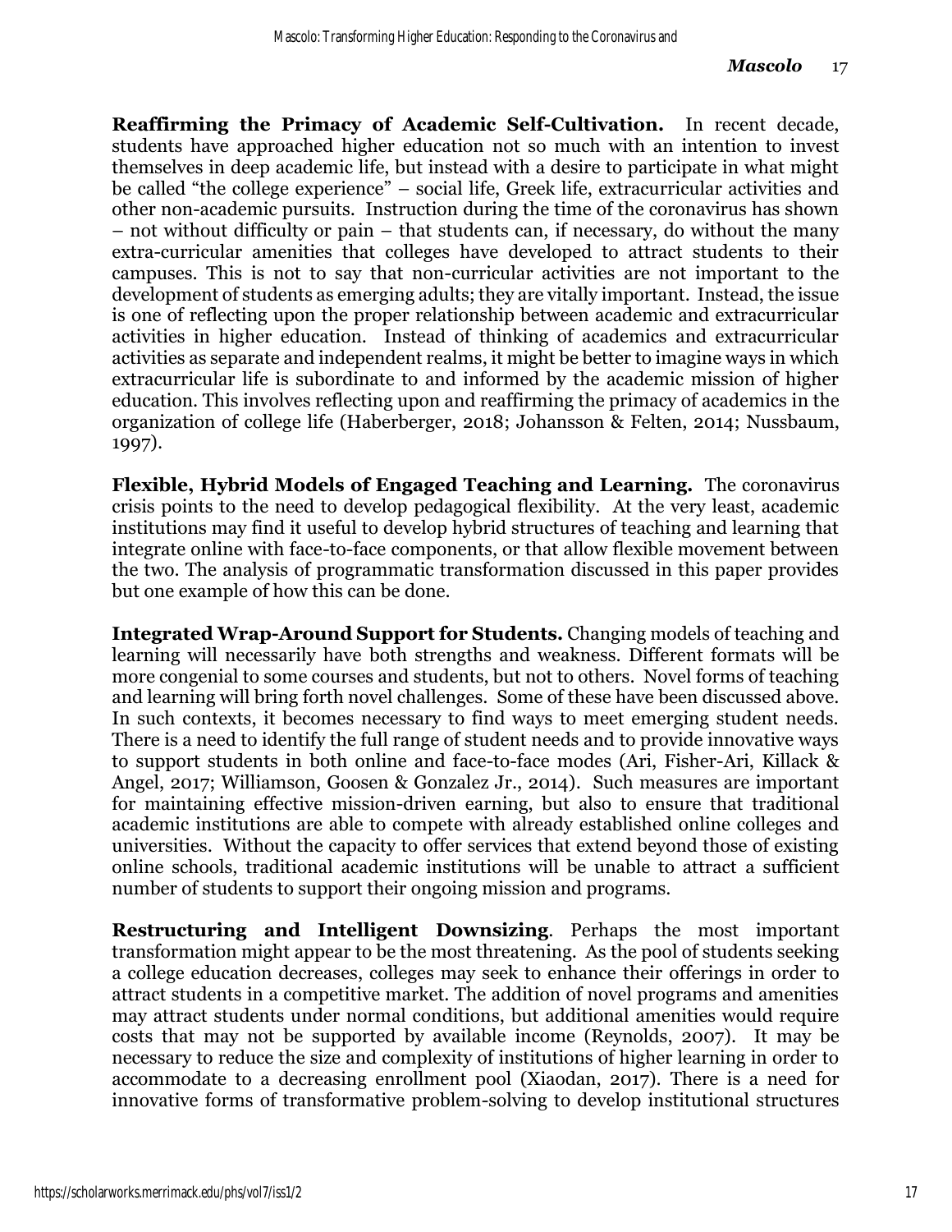**Reaffirming the Primacy of Academic Self-Cultivation.** In recent decade, students have approached higher education not so much with an intention to invest themselves in deep academic life, but instead with a desire to participate in what might be called "the college experience" – social life, Greek life, extracurricular activities and other non-academic pursuits. Instruction during the time of the coronavirus has shown – not without difficulty or pain – that students can, if necessary, do without the many extra-curricular amenities that colleges have developed to attract students to their campuses. This is not to say that non-curricular activities are not important to the development of students as emerging adults; they are vitally important. Instead, the issue is one of reflecting upon the proper relationship between academic and extracurricular activities in higher education. Instead of thinking of academics and extracurricular activities as separate and independent realms, it might be better to imagine ways in which extracurricular life is subordinate to and informed by the academic mission of higher education. This involves reflecting upon and reaffirming the primacy of academics in the organization of college life (Haberberger, 2018; Johansson & Felten, 2014; Nussbaum, 1997).

**Flexible, Hybrid Models of Engaged Teaching and Learning.** The coronavirus crisis points to the need to develop pedagogical flexibility. At the very least, academic institutions may find it useful to develop hybrid structures of teaching and learning that integrate online with face-to-face components, or that allow flexible movement between the two. The analysis of programmatic transformation discussed in this paper provides but one example of how this can be done.

**Integrated Wrap-Around Support for Students.** Changing models of teaching and learning will necessarily have both strengths and weakness. Different formats will be more congenial to some courses and students, but not to others. Novel forms of teaching and learning will bring forth novel challenges. Some of these have been discussed above. In such contexts, it becomes necessary to find ways to meet emerging student needs. There is a need to identify the full range of student needs and to provide innovative ways to support students in both online and face-to-face modes (Ari, Fisher-Ari, Killack & Angel, 2017; Williamson, Goosen & Gonzalez Jr., 2014). Such measures are important for maintaining effective mission-driven earning, but also to ensure that traditional academic institutions are able to compete with already established online colleges and universities. Without the capacity to offer services that extend beyond those of existing online schools, traditional academic institutions will be unable to attract a sufficient number of students to support their ongoing mission and programs.

**Restructuring and Intelligent Downsizing**. Perhaps the most important transformation might appear to be the most threatening. As the pool of students seeking a college education decreases, colleges may seek to enhance their offerings in order to attract students in a competitive market. The addition of novel programs and amenities may attract students under normal conditions, but additional amenities would require costs that may not be supported by available income (Reynolds, 2007). It may be necessary to reduce the size and complexity of institutions of higher learning in order to accommodate to a decreasing enrollment pool (Xiaodan, 2017). There is a need for innovative forms of transformative problem-solving to develop institutional structures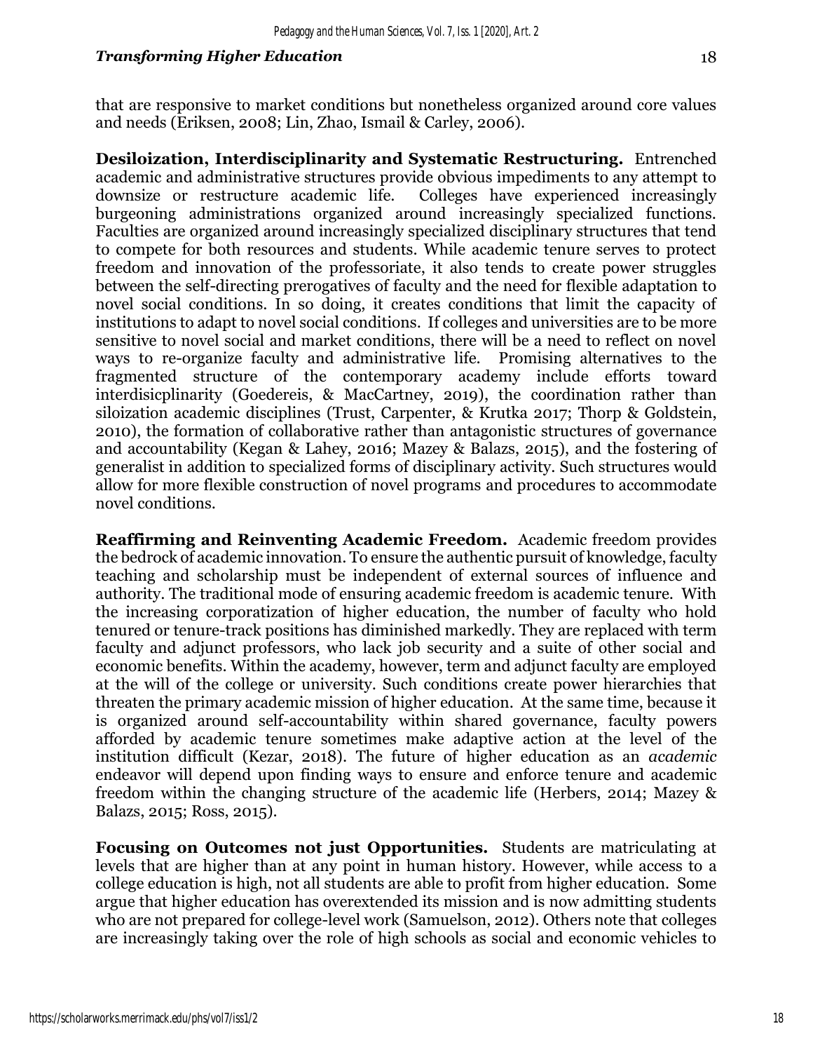that are responsive to market conditions but nonetheless organized around core values and needs (Eriksen, 2008; Lin, Zhao, Ismail & Carley, 2006).

**Desiloization, Interdisciplinarity and Systematic Restructuring.** Entrenched academic and administrative structures provide obvious impediments to any attempt to downsize or restructure academic life. Colleges have experienced increasingly burgeoning administrations organized around increasingly specialized functions. Faculties are organized around increasingly specialized disciplinary structures that tend to compete for both resources and students. While academic tenure serves to protect freedom and innovation of the professoriate, it also tends to create power struggles between the self-directing prerogatives of faculty and the need for flexible adaptation to novel social conditions. In so doing, it creates conditions that limit the capacity of institutions to adapt to novel social conditions. If colleges and universities are to be more sensitive to novel social and market conditions, there will be a need to reflect on novel ways to re-organize faculty and administrative life. Promising alternatives to the fragmented structure of the contemporary academy include efforts toward interdisicplinarity (Goedereis, & MacCartney, 2019), the coordination rather than siloization academic disciplines (Trust, Carpenter, & Krutka 2017; Thorp & Goldstein, 2010), the formation of collaborative rather than antagonistic structures of governance and accountability (Kegan & Lahey, 2016; Mazey & Balazs, 2015), and the fostering of generalist in addition to specialized forms of disciplinary activity. Such structures would allow for more flexible construction of novel programs and procedures to accommodate novel conditions.

**Reaffirming and Reinventing Academic Freedom.** Academic freedom provides the bedrock of academic innovation. To ensure the authentic pursuit of knowledge, faculty teaching and scholarship must be independent of external sources of influence and authority. The traditional mode of ensuring academic freedom is academic tenure. With the increasing corporatization of higher education, the number of faculty who hold tenured or tenure-track positions has diminished markedly. They are replaced with term faculty and adjunct professors, who lack job security and a suite of other social and economic benefits. Within the academy, however, term and adjunct faculty are employed at the will of the college or university. Such conditions create power hierarchies that threaten the primary academic mission of higher education. At the same time, because it is organized around self-accountability within shared governance, faculty powers afforded by academic tenure sometimes make adaptive action at the level of the institution difficult (Kezar, 2018). The future of higher education as an *academic* endeavor will depend upon finding ways to ensure and enforce tenure and academic freedom within the changing structure of the academic life (Herbers, 2014; Mazey & Balazs, 2015; Ross, 2015).

**Focusing on Outcomes not just Opportunities.** Students are matriculating at levels that are higher than at any point in human history. However, while access to a college education is high, not all students are able to profit from higher education. Some argue that higher education has overextended its mission and is now admitting students who are not prepared for college-level work (Samuelson, 2012). Others note that colleges are increasingly taking over the role of high schools as social and economic vehicles to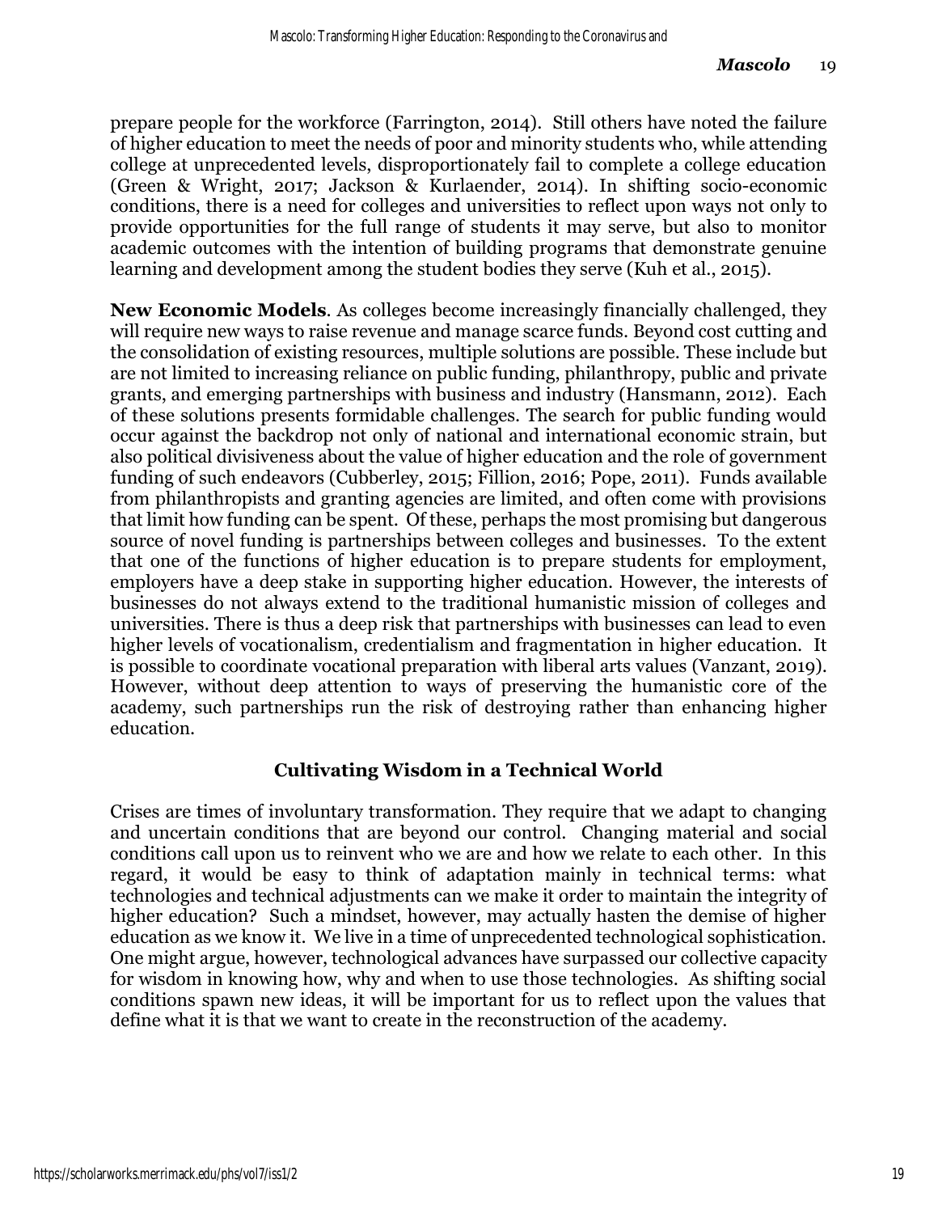prepare people for the workforce (Farrington, 2014). Still others have noted the failure of higher education to meet the needs of poor and minority students who, while attending college at unprecedented levels, disproportionately fail to complete a college education (Green & Wright, 2017; Jackson & Kurlaender, 2014). In shifting socio-economic conditions, there is a need for colleges and universities to reflect upon ways not only to provide opportunities for the full range of students it may serve, but also to monitor academic outcomes with the intention of building programs that demonstrate genuine learning and development among the student bodies they serve (Kuh et al., 2015).

**New Economic Models**. As colleges become increasingly financially challenged, they will require new ways to raise revenue and manage scarce funds. Beyond cost cutting and the consolidation of existing resources, multiple solutions are possible. These include but are not limited to increasing reliance on public funding, philanthropy, public and private grants, and emerging partnerships with business and industry (Hansmann, 2012). Each of these solutions presents formidable challenges. The search for public funding would occur against the backdrop not only of national and international economic strain, but also political divisiveness about the value of higher education and the role of government funding of such endeavors (Cubberley, 2015; Fillion, 2016; Pope, 2011). Funds available from philanthropists and granting agencies are limited, and often come with provisions that limit how funding can be spent. Of these, perhaps the most promising but dangerous source of novel funding is partnerships between colleges and businesses. To the extent that one of the functions of higher education is to prepare students for employment, employers have a deep stake in supporting higher education. However, the interests of businesses do not always extend to the traditional humanistic mission of colleges and universities. There is thus a deep risk that partnerships with businesses can lead to even higher levels of vocationalism, credentialism and fragmentation in higher education. It is possible to coordinate vocational preparation with liberal arts values (Vanzant, 2019). However, without deep attention to ways of preserving the humanistic core of the academy, such partnerships run the risk of destroying rather than enhancing higher education.

## Cultivating Wisdom in a Technical World

Crises are times of involuntary transformation. They require that we adapt to changing and uncertain conditions that are beyond our control. Changing material and social conditions call upon us to reinvent who we are and how we relate to each other. In this regard, it would be easy to think of adaptation mainly in technical terms: what technologies and technical adjustments can we make it order to maintain the integrity of higher education? Such a mindset, however, may actually hasten the demise of higher education as we know it. We live in a time of unprecedented technological sophistication. One might argue, however, technological advances have surpassed our collective capacity for wisdom in knowing how, why and when to use those technologies. As shifting social conditions spawn new ideas, it will be important for us to reflect upon the values that define what it is that we want to create in the reconstruction of the academy.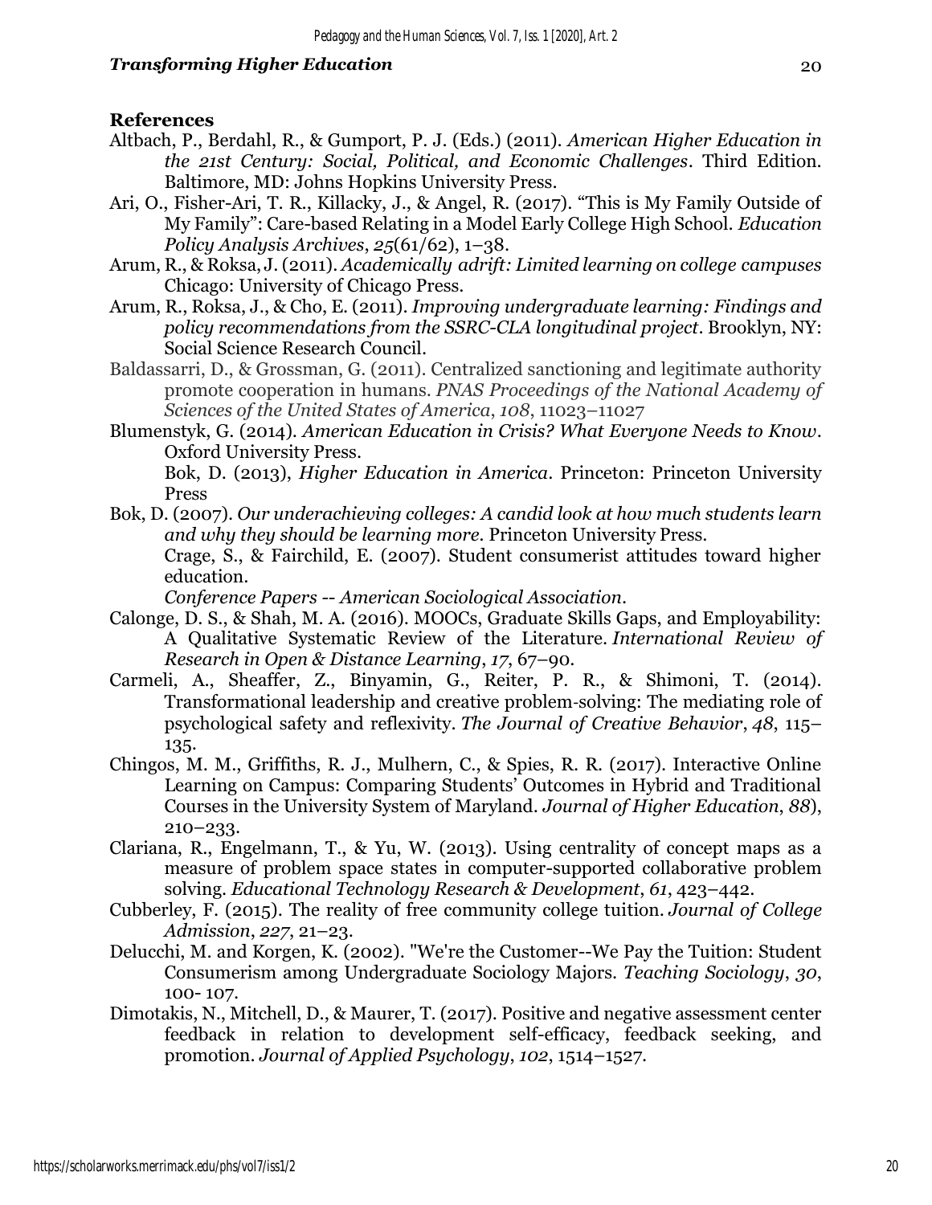**References**

Altbach, P., Berdahl, R., & Gumport, P. J. (Eds.) (2011). *American Higher Education in the 21st Century: Social, Political, and Economic Challenges*. Third Edition. Baltimore, MD: Johns Hopkins University Press.

Ari, O., Fisher-Ari, T. R., Killacky, J., & Angel, R. (2017). "This is My Family Outside of My Family": Care-based Relating in a Model Early College High School. *Education Policy Analysis Archives*, *25*(61/62), 1–38.

Arum, R., & Roksa, J. (2011). *Academically adrift: Limited learning on college campuses* Chicago: University of Chicago Press.

Arum, R., Roksa, J., & Cho, E. (2011). *Improving undergraduate learning: Findings and policy recommendations from the SSRC-CLA longitudinal project*. Brooklyn, NY: Social Science Research Council.

Baldassarri, D., & Grossman, G. (2011). Centralized sanctioning and legitimate authority promote cooperation in humans. *PNAS Proceedings of the National Academy of Sciences of the United States of America*, *108*, 11023–11027

Blumenstyk, G. (2014). *American Education in Crisis? What Everyone Needs to Know*. Oxford University Press.

Bok, D. (2013), *Higher Education in America*. Princeton: Princeton University Press

Bok, D. (2007). *Our underachieving colleges: A candid look at how much students learn and why they should be learning more*. Princeton University Press.

Crage, S., & Fairchild, E. (2007). Student consumerist attitudes toward higher education. *Conference Papers -- American Sociological Association*.

Calonge, D. S., & Shah, M. A. (2016). MOOCs, Graduate Skills Gaps, and Employability: A Qualitative Systematic Review of the Literature. *International Review of Research in Open & Distance Learning*, *17*, 67–90.

Carmeli, A., Sheaffer, Z., Binyamin, G., Reiter, P. R., & Shimoni, T. (2014). Transformational leadership and creative problem-solving: The mediating role of psychological safety and reflexivity. *The Journal of Creative Behavior*, *48*, 115–135.

Chingos, M. M., Griffiths, R. J., Mulhern, C., & Spies, R. R. (2017). Interactive Online Learning on Campus: Comparing Students' Outcomes in Hybrid and Traditional Courses in the University System of Maryland. *Journal of Higher Education*, *88*), 210–233.

Clariana, R., Engelmann, T., & Yu, W. (2013). Using centrality of concept maps as a measure of problem space states in computer-supported collaborative problem solving. *Educational Technology Research & Development*, *61*, 423–442.

Cubberley, F. (2015). The reality of free community college tuition. *Journal of College Admission*, *227*, 21–23.

Delucchi, M. and Korgen, K. (2002). "We're the Customer--We Pay the Tuition: Student Consumerism among Undergraduate Sociology Majors. *Teaching Sociology*, *30*, 100- 107.

Dimotakis, N., Mitchell, D., & Maurer, T. (2017). Positive and negative assessment center feedback in relation to development self-efficacy, feedback seeking, and promotion. *Journal of Applied Psychology*, *102*, 1514–1527.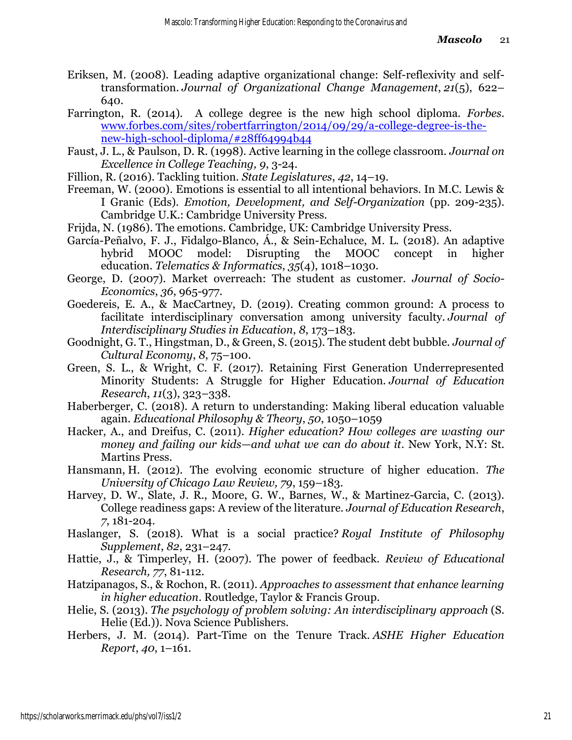Eriksen, M. (2008). Leading adaptive organizational change: Self-reflexivity and self-transformation. *Journal of Organizational Change Management*, *21*(5), 622–640.

Farrington, R. (2014). A college degree is the new high school diploma. *Forbes*. [www.forbes.com/sites/robertfarrington/2014/09/29/a-college-degree-is-the-new-high-school-diploma/#28ff64994b44](www.forbes.com/sites/robertfarrington/2014/09/29/a-college-degree-is-the-new-high-school-diploma/#28ff64994b44)

Faust, J. L., & Paulson, D. R. (1998). Active learning in the college classroom. *Journal on Excellence in College Teaching, 9*, 3-24.

Fillion, R. (2016). Tackling tuition. *State Legislatures*, *42*, 14–19.

Freeman, W. (2000). Emotions is essential to all intentional behaviors. In M.C. Lewis & I Granic (Eds). *Emotion, Development, and Self-Organization* (pp. 209-235). Cambridge U.K.: Cambridge University Press.

Frijda, N. (1986). The emotions. Cambridge, UK: Cambridge University Press.

García-Peñalvo, F. J., Fidalgo-Blanco, Á., & Sein-Echaluce, M. L. (2018). An adaptive hybrid MOOC model: Disrupting the MOOC concept in higher education. *Telematics & Informatics*, *35*(4), 1018–1030.

George, D. (2007). Market overreach: The student as customer. *Journal of Socio-Economics*, *36*, 965-977.

Goedereis, E. A., & MacCartney, D. (2019). Creating common ground: A process to facilitate interdisciplinary conversation among university faculty. *Journal of Interdisciplinary Studies in Education*, *8*, 173–183.

Goodnight, G. T., Hingstman, D., & Green, S. (2015). The student debt bubble. *Journal of Cultural Economy*, *8*, 75–100.

Green, S. L., & Wright, C. F. (2017). Retaining First Generation Underrepresented Minority Students: A Struggle for Higher Education. *Journal of Education Research*, *11*(3), 323–338.

Haberberger, C. (2018). A return to understanding: Making liberal education valuable again. *Educational Philosophy & Theory*, *50*, 1050–1059

Hacker, A., and Dreifus, C. (2011). *Higher education? How colleges are wasting our money and failing our kids—and what we can do about it*. New York, N.Y: St. Martins Press.

Hansmann, H. (2012). The evolving economic structure of higher education. *The University of Chicago Law Review, 79*, 159–183.

Harvey, D. W., Slate, J. R., Moore, G. W., Barnes, W., & Martinez-Garcia, C. (2013). College readiness gaps: A review of the literature. *Journal of Education Research*, *7*, 181-204.

Haslanger, S. (2018). What is a social practice? *Royal Institute of Philosophy Supplement*, *82*, 231–247.

Hattie, J., & Timperley, H. (2007). The power of feedback. *Review of Educational Research, 77*, 81-112.

Hatzipanagos, S., & Rochon, R. (2011). *Approaches to assessment that enhance learning in higher education*. Routledge, Taylor & Francis Group.

Helie, S. (2013). *The psychology of problem solving: An interdisciplinary approach* (S. Helie (Ed.)). Nova Science Publishers.

Herbers, J. M. (2014). Part-Time on the Tenure Track. *ASHE Higher Education Report*, *40*, 1–161.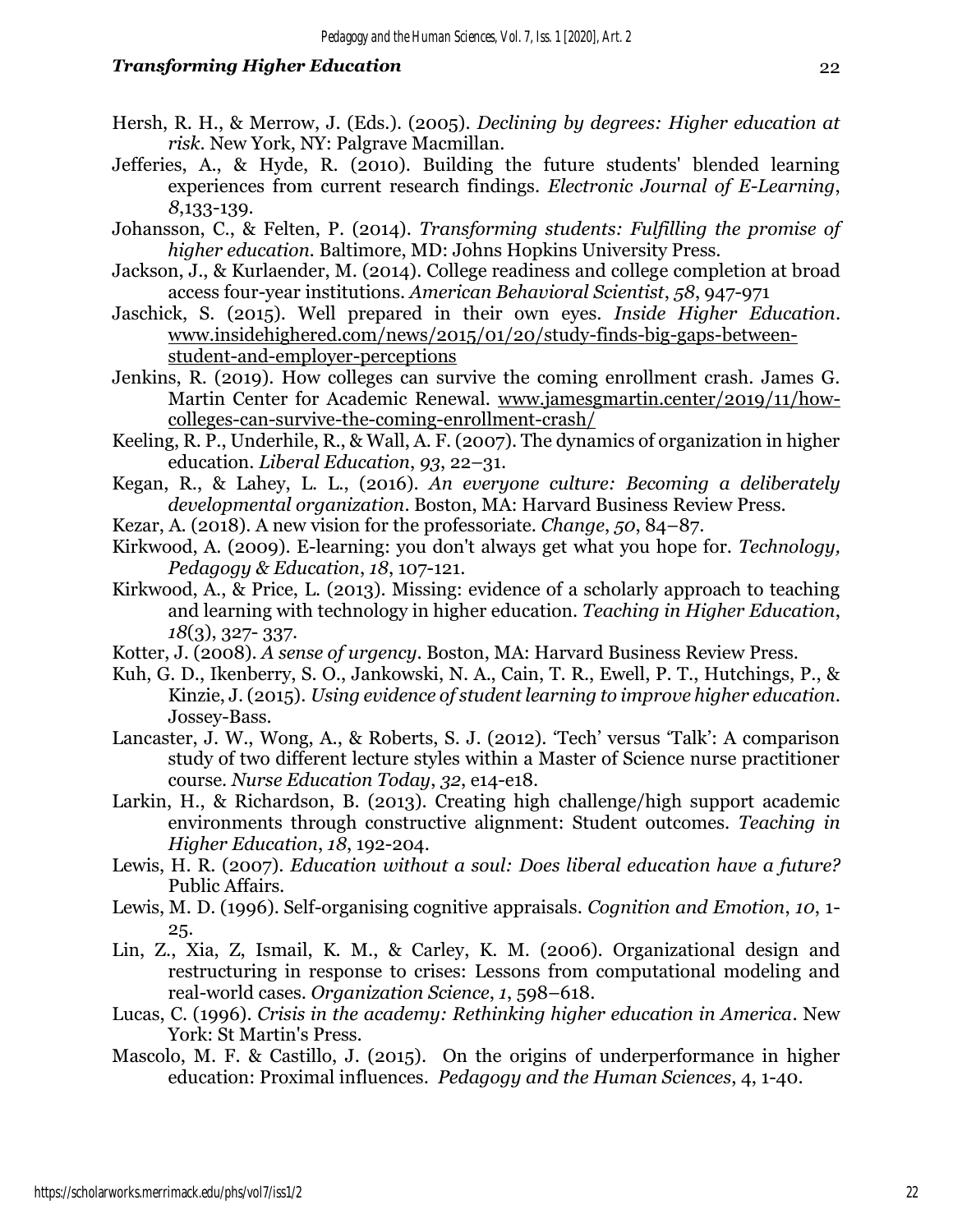Hersh, R. H., & Merrow, J. (Eds.). (2005). *Declining by degrees: Higher education at risk*. New York, NY: Palgrave Macmillan.

Jefferies, A., & Hyde, R. (2010). Building the future students' blended learning experiences from current research findings. *Electronic Journal of E-Learning*, *8*,133-139.

Johansson, C., & Felten, P. (2014). *Transforming students: Fulfilling the promise of higher education.* Baltimore, MD: Johns Hopkins University Press.

Jackson, J., & Kurlaender, M. (2014). College readiness and college completion at broad access four-year institutions. *American Behavioral Scientist*, *58*, 947-971

Jaschick, S. (2015). Well prepared in their own eyes. *Inside Higher Education*. www.insidehighered.com/news/2015/01/20/study-finds-big-gaps-between-student-and-employer-perceptions

Jenkins, R. (2019). How colleges can survive the coming enrollment crash. James G. Martin Center for Academic Renewal. www.jamesgmartin.center/2019/11/how-colleges-can-survive-the-coming-enrollment-crash/

Keeling, R. P., Underhile, R., & Wall, A. F. (2007). The dynamics of organization in higher education. *Liberal Education*, *93*, 22–31.

Kegan, R., & Lahey, L. L., (2016). *An everyone culture: Becoming a deliberately developmental organization*. Boston, MA: Harvard Business Review Press.

Kezar, A. (2018). A new vision for the professoriate. *Change*, *50*, 84–87.

Kirkwood, A. (2009). E-learning: you don't always get what you hope for. *Technology, Pedagogy & Education*, *18*, 107-121.

Kirkwood, A., & Price, L. (2013). Missing: evidence of a scholarly approach to teaching and learning with technology in higher education. *Teaching in Higher Education*, *18*(3), 327- 337.

Kotter, J. (2008). *A sense of urgency*. Boston, MA: Harvard Business Review Press.

Kuh, G. D., Ikenberry, S. O., Jankowski, N. A., Cain, T. R., Ewell, P. T., Hutchings, P., & Kinzie, J. (2015). *Using evidence of student learning to improve higher education*. Jossey-Bass.

Lancaster, J. W., Wong, A., & Roberts, S. J. (2012). 'Tech' versus 'Talk': A comparison study of two different lecture styles within a Master of Science nurse practitioner course. *Nurse Education Today*, *32*, e14-e18.

Larkin, H., & Richardson, B. (2013). Creating high challenge/high support academic environments through constructive alignment: Student outcomes. *Teaching in Higher Education*, *18*, 192-204.

Lewis, H. R. (2007). *Education without a soul: Does liberal education have a future?* Public Affairs.

Lewis, M. D. (1996). Self-organising cognitive appraisals. *Cognition and Emotion*, *10*, 1-25.

Lin, Z., Xia, Z, Ismail, K. M., & Carley, K. M. (2006). Organizational design and restructuring in response to crises: Lessons from computational modeling and real-world cases. *Organization Science*, *1*, 598–618.

Lucas, C. (1996). *Crisis in the academy: Rethinking higher education in America*. New York: St Martin's Press.

Mascolo, M. F. & Castillo, J. (2015). On the origins of underperformance in higher education: Proximal influences. *Pedagogy and the Human Sciences*, 4, 1-40.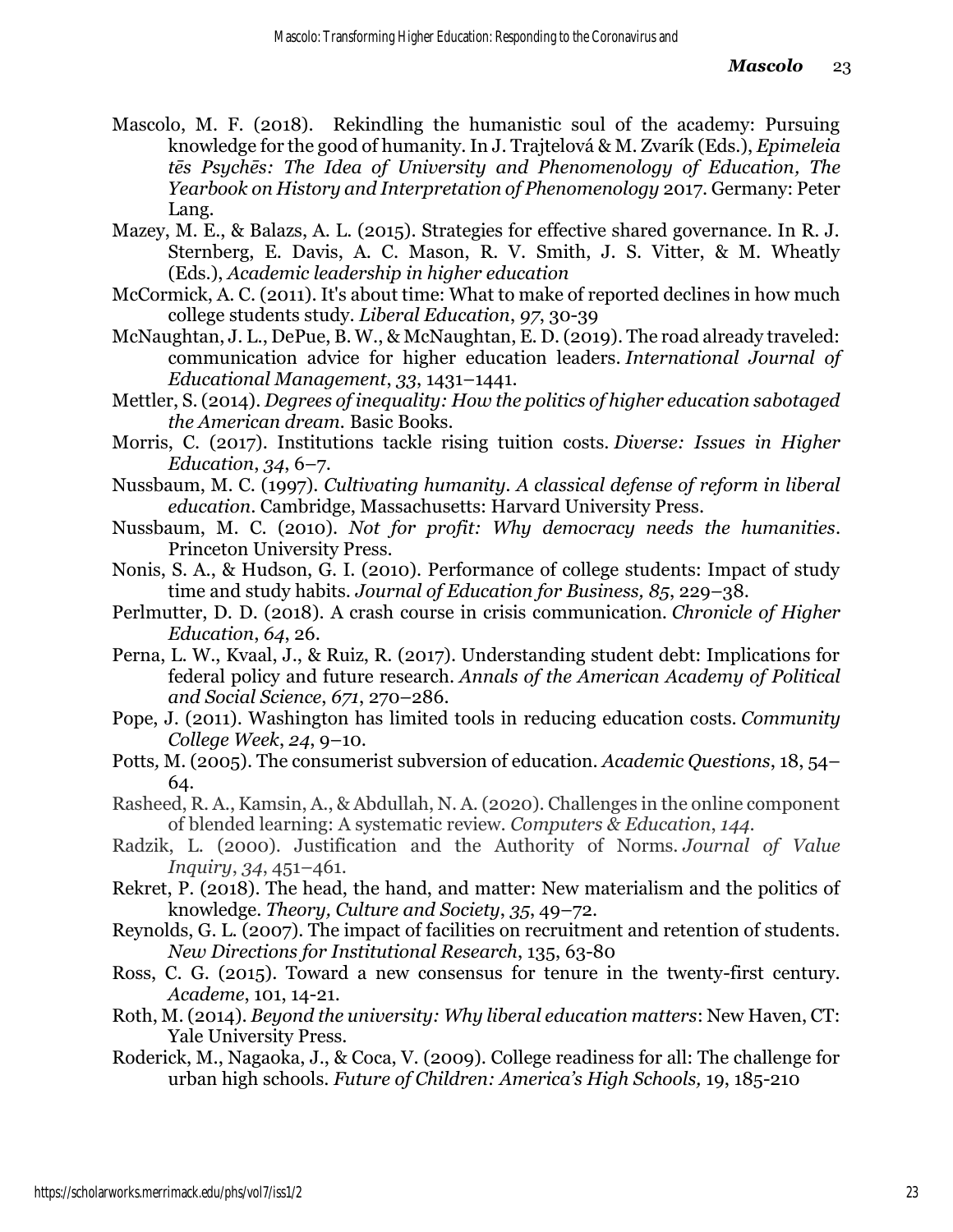Mascolo, M. F. (2018). Rekindling the humanistic soul of the academy: Pursuing knowledge for the good of humanity. In J. Trajtelová & M. Zvarík (Eds.), *Epimeleia tēs Psychēs: The Idea of University and Phenomenology of Education, The Yearbook on History and Interpretation of Phenomenology* 2017. Germany: Peter Lang.

Mazey, M. E., & Balazs, A. L. (2015). Strategies for effective shared governance. In R. J. Sternberg, E. Davis, A. C. Mason, R. V. Smith, J. S. Vitter, & M. Wheatly (Eds.), *Academic leadership in higher education*

McCormick, A. C. (2011). It's about time: What to make of reported declines in how much college students study. *Liberal Education*, *97*, 30-39

McNaughtan, J. L., DePue, B. W., & McNaughtan, E. D. (2019). The road already traveled: communication advice for higher education leaders. *International Journal of Educational Management*, *33*, 1431–1441.

Mettler, S. (2014). *Degrees of inequality: How the politics of higher education sabotaged the American dream.* Basic Books.

Morris, C. (2017). Institutions tackle rising tuition costs. *Diverse: Issues in Higher Education*, *34*, 6–7.

Nussbaum, M. C. (1997). *Cultivating humanity. A classical defense of reform in liberal education.* Cambridge, Massachusetts: Harvard University Press.

Nussbaum, M. C. (2010). *Not for profit: Why democracy needs the humanities*. Princeton University Press.

Nonis, S. A., & Hudson, G. I. (2010). Performance of college students: Impact of study time and study habits. *Journal of Education for Business, 85*, 229–38.

Perlmutter, D. D. (2018). A crash course in crisis communication. *Chronicle of Higher Education*, *64*, 26.

Perna, L. W., Kvaal, J., & Ruiz, R. (2017). Understanding student debt: Implications for federal policy and future research. *Annals of the American Academy of Political and Social Science*, *671*, 270–286.

Pope, J. (2011). Washington has limited tools in reducing education costs. *Community College Week*, *24*, 9–10.

Potts, M. (2005). The consumerist subversion of education. *Academic Questions*, 18, 54–64.

Rasheed, R. A., Kamsin, A., & Abdullah, N. A. (2020). Challenges in the online component of blended learning: A systematic review. *Computers & Education*, *144*.

Radzik, L. (2000). Justification and the Authority of Norms. *Journal of Value Inquiry*, *34*, 451–461.

Rekret, P. (2018). The head, the hand, and matter: New materialism and the politics of knowledge. *Theory, Culture and Society*, *35*, 49–72.

Reynolds, G. L. (2007). The impact of facilities on recruitment and retention of students. *New Directions for Institutional Research*, 135, 63-80

Ross, C. G. (2015). Toward a new consensus for tenure in the twenty-first century. *Academe*, 101, 14-21.

Roth, M. (2014). *Beyond the university: Why liberal education matters*: New Haven, CT: Yale University Press.

Roderick, M., Nagaoka, J., & Coca, V. (2009). College readiness for all: The challenge for urban high schools. *Future of Children: America's High Schools,* 19, 185-210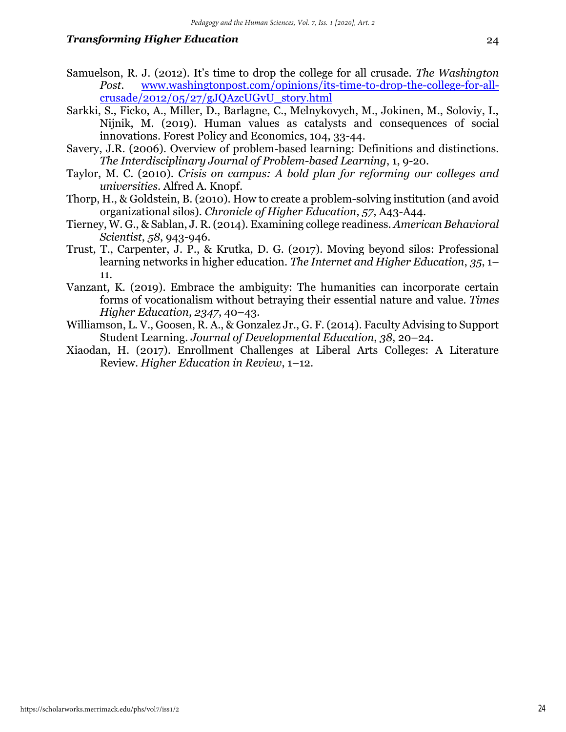Samuelson, R. J. (2012). It's time to drop the college for all crusade. *The Washington Post*. [www.washingtonpost.com/opinions/its-time-to-drop-the-college-for-all-crusade/2012/05/27/gJQAzcUGvU_story.html](www.washingtonpost.com/opinions/its-time-to-drop-the-college-for-all-crusade/2012/05/27/gJQAzcUGvU_story.html)

Sarkki, S., Ficko, A., Miller, D., Barlagne, C., Melnykovych, M., Jokinen, M., Soloviy, I., Nijnik, M. (2019). Human values as catalysts and consequences of social innovations. Forest Policy and Economics, 104, 33-44.

Savery, J.R. (2006). Overview of problem-based learning: Definitions and distinctions. *The Interdisciplinary Journal of Problem-based Learning*, 1, 9-20.

Taylor, M. C. (2010). *Crisis on campus: A bold plan for reforming our colleges and universities*. Alfred A. Knopf.

Thorp, H., & Goldstein, B. (2010). How to create a problem-solving institution (and avoid organizational silos). *Chronicle of Higher Education*, *57*, A43-A44.

Tierney, W. G., & Sablan, J. R. (2014). Examining college readiness. *American Behavioral Scientist*, *58*, 943-946.

Trust, T., Carpenter, J. P., & Krutka, D. G. (2017). Moving beyond silos: Professional learning networks in higher education. *The Internet and Higher Education*, *35*, 1–11.

Vanzant, K. (2019). Embrace the ambiguity: The humanities can incorporate certain forms of vocationalism without betraying their essential nature and value. *Times Higher Education*, *2347*, 40–43.

Williamson, L. V., Goosen, R. A., & Gonzalez Jr., G. F. (2014). Faculty Advising to Support Student Learning. *Journal of Developmental Education*, *38*, 20–24.

Xiaodan, H. (2017). Enrollment Challenges at Liberal Arts Colleges: A Literature Review. *Higher Education in Review*, 1–12.